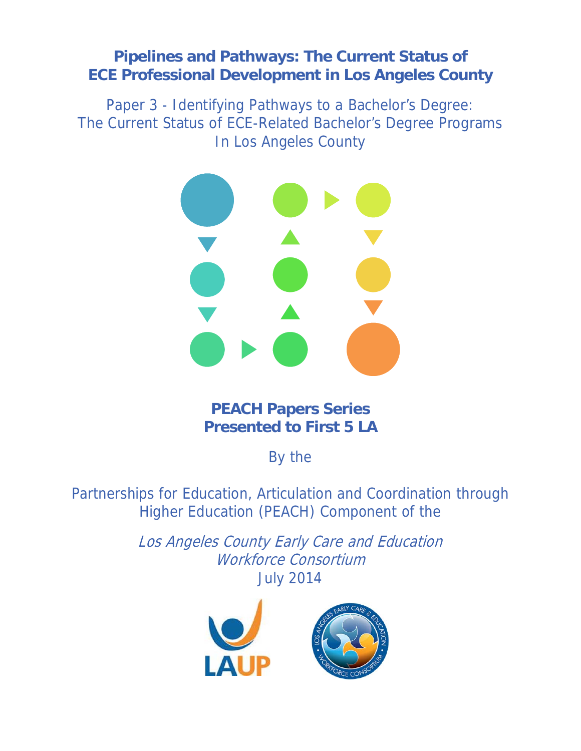# Pipelines and Pathways: The Current Status of ECE Professional Development in Los Angeles County

## Paper 3 - Identifying Pathways to a Bachelor's Degree: The Current Status of ECE-Related Bachelor's Degree Programs In Los Angeles County

**PEACH Papers Series**
**Presented to First 5 LA**

By the

Partnerships for Education, Articulation and Coordination through Higher Education (PEACH) Component of the

*Los Angeles County Early Care and Education Workforce Consortium*

July 2014

LAUP

LOS ANGELES EARLY CARE & EDUCATION WORKFORCE CONSORTIUM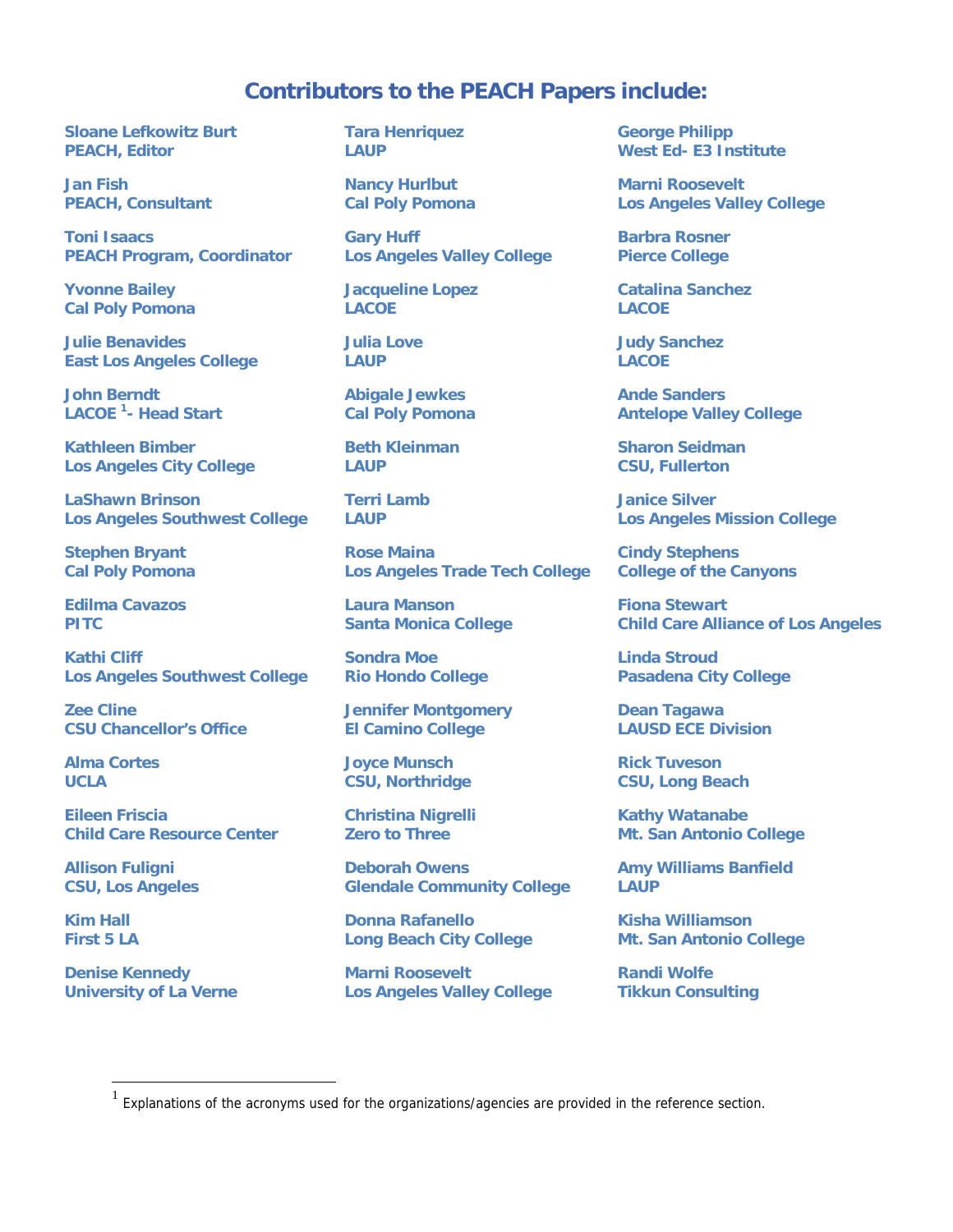# Contributors to the PEACH Papers include:

**Sloane Lefkowitz Burt**
**PEACH, Editor**

**Jan Fish**
**PEACH, Consultant**

**Toni Isaacs**
**PEACH Program, Coordinator**

**Yvonne Bailey**
**Cal Poly Pomona**

**Julie Benavides**
**East Los Angeles College**

**John Berndt**
**LACOE [1]- Head Start**

**Kathleen Bimber**
**Los Angeles City College**

**LaShawn Brinson**
**Los Angeles Southwest College**

**Stephen Bryant**
**Cal Poly Pomona**

**Edilma Cavazos**
**PITC**

**Kathi Cliff**
**Los Angeles Southwest College**

**Zee Cline**
**CSU Chancellor's Office**

**Alma Cortes**
**UCLA**

**Eileen Friscia**
**Child Care Resource Center**

**Allison Fuligni**
**CSU, Los Angeles**

**Kim Hall**
**First 5 LA**

**Denise Kennedy**
**University of La Verne**

**Tara Henriquez**
**LAUP**

**Nancy Hurlbut**
**Cal Poly Pomona**

**Gary Huff**
**Los Angeles Valley College**

**Jacqueline Lopez**
**LACOE**

**Julia Love**
**LAUP**

**Abigale Jewkes**
**Cal Poly Pomona**

**Beth Kleinman**
**LAUP**

**Terri Lamb**
**LAUP**

**Rose Maina**
**Los Angeles Trade Tech College**

**Laura Manson**
**Santa Monica College**

**Sondra Moe**
**Rio Hondo College**

**Jennifer Montgomery**
**El Camino College**

**Joyce Munsch**
**CSU, Northridge**

**Christina Nigrelli**
**Zero to Three**

**Deborah Owens**
**Glendale Community College**

**Donna Rafanello**
**Long Beach City College**

**Marni Roosevelt**
**Los Angeles Valley College**

**George Philipp**
**West Ed- E3 Institute**

**Marni Roosevelt**
**Los Angeles Valley College**

**Barbra Rosner**
**Pierce College**

**Catalina Sanchez**
**LACOE**

**Judy Sanchez**
**LACOE**

**Ande Sanders**
**Antelope Valley College**

**Sharon Seidman**
**CSU, Fullerton**

**Janice Silver**
**Los Angeles Mission College**

**Cindy Stephens**
**College of the Canyons**

**Fiona Stewart**
**Child Care Alliance of Los Angeles**

**Linda Stroud**
**Pasadena City College**

**Dean Tagawa**
**LAUSD ECE Division**

**Rick Tuveson**
**CSU, Long Beach**

**Kathy Watanabe**
**Mt. San Antonio College**

**Amy Williams Banfield**
**LAUP**

**Kisha Williamson**
**Mt. San Antonio College**

**Randi Wolfe**
**Tikkun Consulting**

---

[1] Explanations of the acronyms used for the organizations/agencies are provided in the reference section.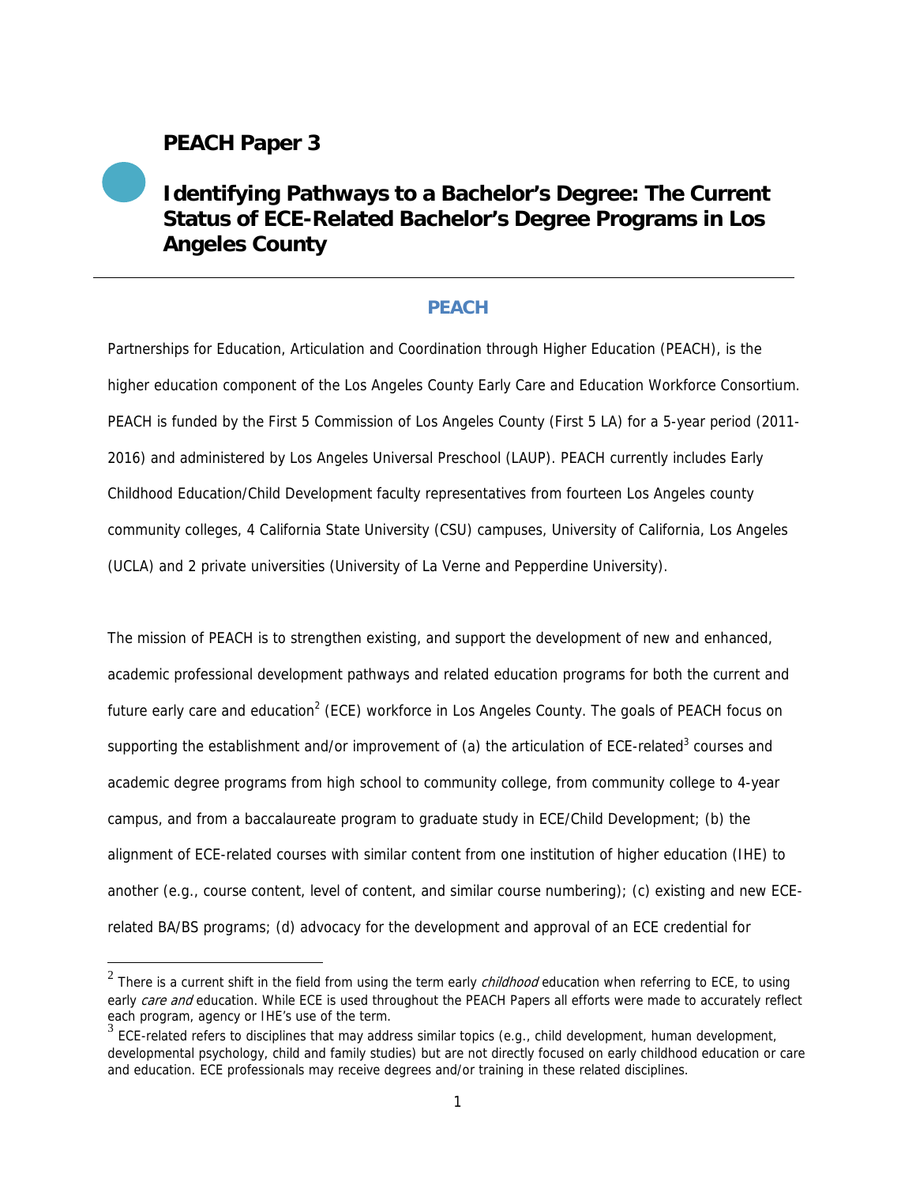# PEACH Paper 3

## Identifying Pathways to a Bachelor's Degree: The Current Status of ECE-Related Bachelor's Degree Programs in Los Angeles County

### PEACH

Partnerships for Education, Articulation and Coordination through Higher Education (PEACH), is the higher education component of the Los Angeles County Early Care and Education Workforce Consortium. PEACH is funded by the First 5 Commission of Los Angeles County (First 5 LA) for a 5-year period (2011-2016) and administered by Los Angeles Universal Preschool (LAUP). PEACH currently includes Early Childhood Education/Child Development faculty representatives from fourteen Los Angeles county community colleges, 4 California State University (CSU) campuses, University of California, Los Angeles (UCLA) and 2 private universities (University of La Verne and Pepperdine University).

The mission of PEACH is to strengthen existing, and support the development of new and enhanced, academic professional development pathways and related education programs for both the current and future early care and education[2] (ECE) workforce in Los Angeles County. The goals of PEACH focus on supporting the establishment and/or improvement of (a) the articulation of ECE-related[3] courses and academic degree programs from high school to community college, from community college to 4-year campus, and from a baccalaureate program to graduate study in ECE/Child Development; (b) the alignment of ECE-related courses with similar content from one institution of higher education (IHE) to another (e.g., course content, level of content, and similar course numbering); (c) existing and new ECE-related BA/BS programs; (d) advocacy for the development and approval of an ECE credential for

[2] There is a current shift in the field from using the term early *childhood* education when referring to ECE, to using early *care and* education. While ECE is used throughout the PEACH Papers all efforts were made to accurately reflect each program, agency or IHE's use of the term.

[3] ECE-related refers to disciplines that may address similar topics (e.g., child development, human development, developmental psychology, child and family studies) but are not directly focused on early childhood education or care and education. ECE professionals may receive degrees and/or training in these related disciplines.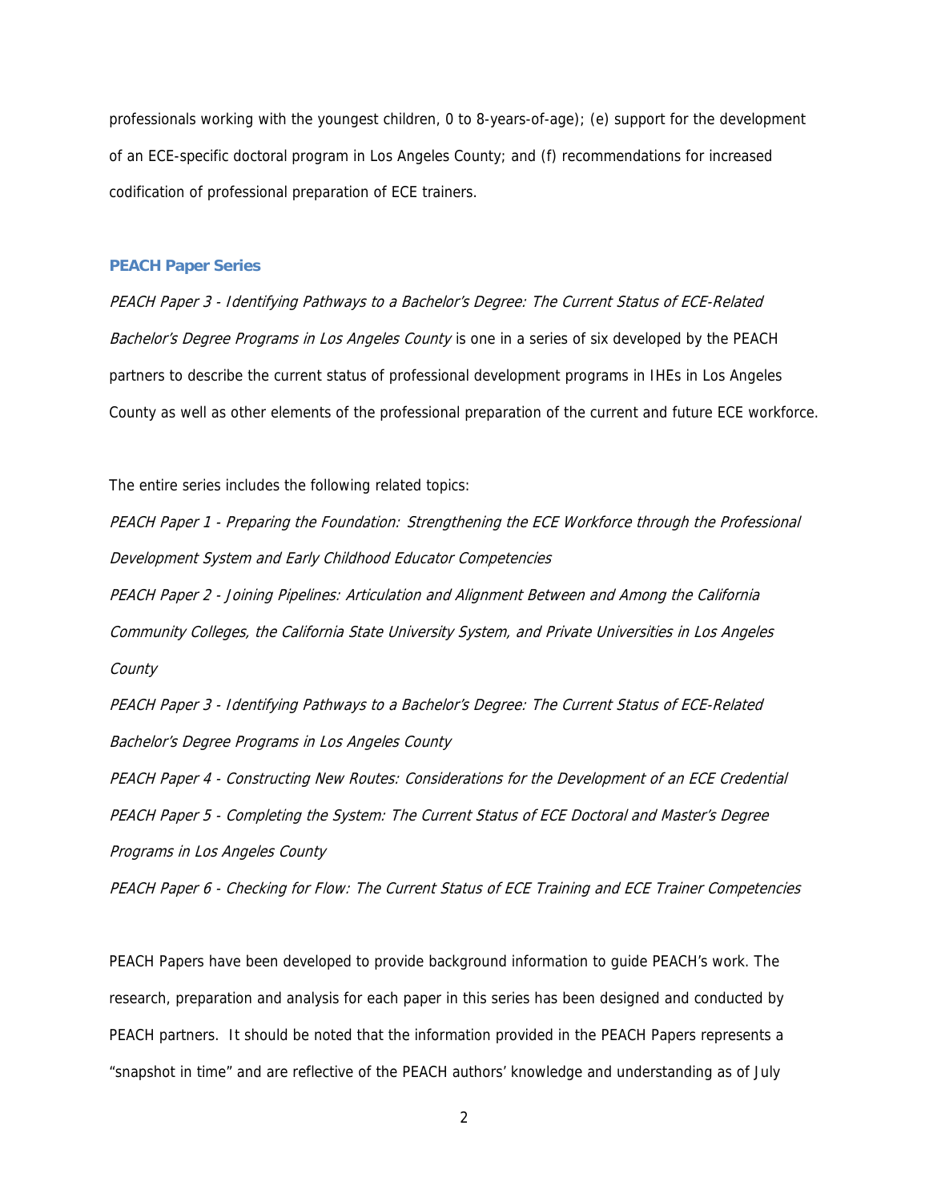professionals working with the youngest children, 0 to 8-years-of-age); (e) support for the development of an ECE-specific doctoral program in Los Angeles County; and (f) recommendations for increased codification of professional preparation of ECE trainers.

## PEACH Paper Series

*PEACH Paper 3 - Identifying Pathways to a Bachelor's Degree: The Current Status of ECE-Related Bachelor's Degree Programs in Los Angeles County* is one in a series of six developed by the PEACH partners to describe the current status of professional development programs in IHEs in Los Angeles County as well as other elements of the professional preparation of the current and future ECE workforce.

The entire series includes the following related topics:

*PEACH Paper 1 - Preparing the Foundation: Strengthening the ECE Workforce through the Professional Development System and Early Childhood Educator Competencies*

*PEACH Paper 2 - Joining Pipelines: Articulation and Alignment Between and Among the California Community Colleges, the California State University System, and Private Universities in Los Angeles County*

*PEACH Paper 3 - Identifying Pathways to a Bachelor's Degree: The Current Status of ECE-Related Bachelor's Degree Programs in Los Angeles County*

*PEACH Paper 4 - Constructing New Routes: Considerations for the Development of an ECE Credential*

*PEACH Paper 5 - Completing the System: The Current Status of ECE Doctoral and Master's Degree Programs in Los Angeles County*

*PEACH Paper 6 - Checking for Flow: The Current Status of ECE Training and ECE Trainer Competencies*

PEACH Papers have been developed to provide background information to guide PEACH's work. The research, preparation and analysis for each paper in this series has been designed and conducted by PEACH partners. It should be noted that the information provided in the PEACH Papers represents a "snapshot in time" and are reflective of the PEACH authors' knowledge and understanding as of July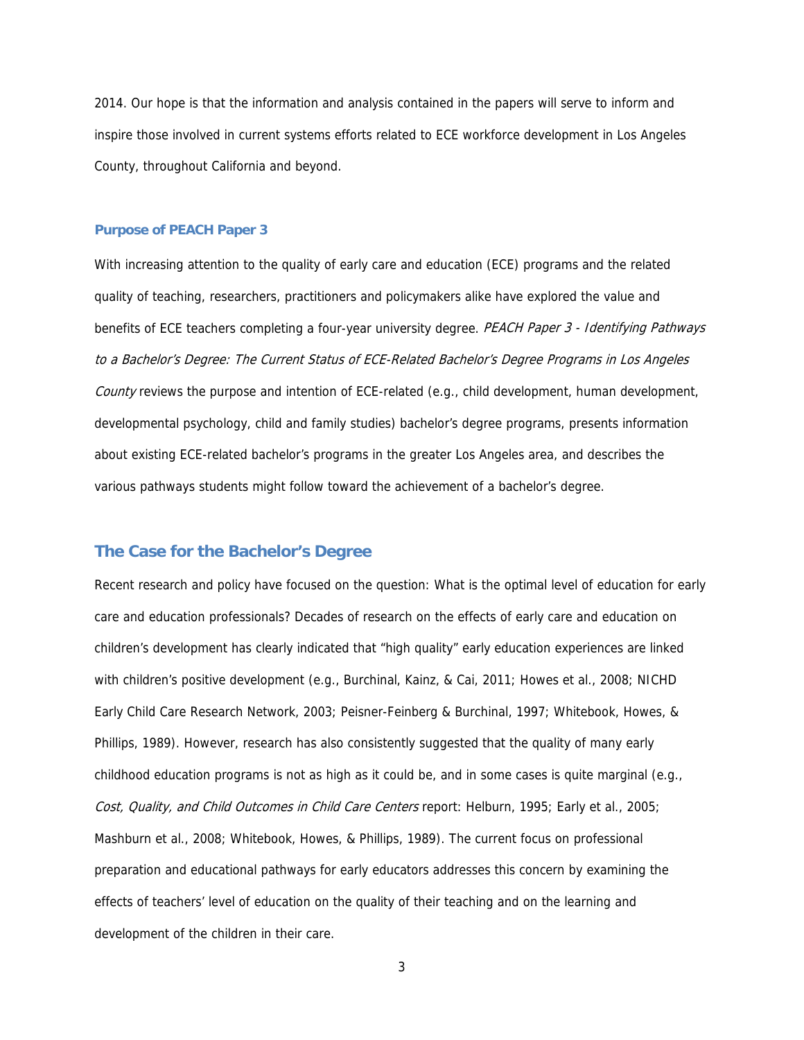2014. Our hope is that the information and analysis contained in the papers will serve to inform and inspire those involved in current systems efforts related to ECE workforce development in Los Angeles County, throughout California and beyond.

### Purpose of PEACH Paper 3

With increasing attention to the quality of early care and education (ECE) programs and the related quality of teaching, researchers, practitioners and policymakers alike have explored the value and benefits of ECE teachers completing a four-year university degree. *PEACH Paper 3 - Identifying Pathways to a Bachelor's Degree: The Current Status of ECE-Related Bachelor's Degree Programs in Los Angeles County* reviews the purpose and intention of ECE-related (e.g., child development, human development, developmental psychology, child and family studies) bachelor's degree programs, presents information about existing ECE-related bachelor's programs in the greater Los Angeles area, and describes the various pathways students might follow toward the achievement of a bachelor's degree.

## The Case for the Bachelor's Degree

Recent research and policy have focused on the question: What is the optimal level of education for early care and education professionals? Decades of research on the effects of early care and education on children's development has clearly indicated that "high quality" early education experiences are linked with children's positive development (e.g., Burchinal, Kainz, & Cai, 2011; Howes et al., 2008; NICHD Early Child Care Research Network, 2003; Peisner-Feinberg & Burchinal, 1997; Whitebook, Howes, & Phillips, 1989). However, research has also consistently suggested that the quality of many early childhood education programs is not as high as it could be, and in some cases is quite marginal (e.g., *Cost, Quality, and Child Outcomes in Child Care Centers* report: Helburn, 1995; Early et al., 2005; Mashburn et al., 2008; Whitebook, Howes, & Phillips, 1989). The current focus on professional preparation and educational pathways for early educators addresses this concern by examining the effects of teachers' level of education on the quality of their teaching and on the learning and development of the children in their care.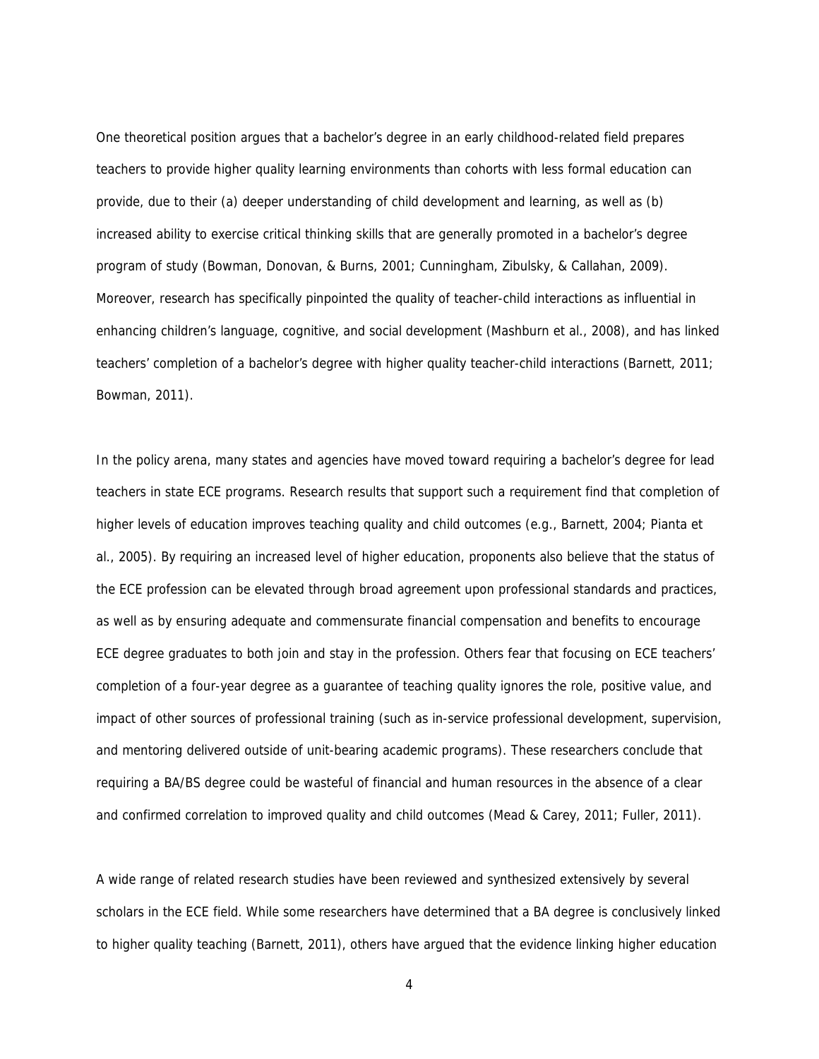One theoretical position argues that a bachelor's degree in an early childhood-related field prepares teachers to provide higher quality learning environments than cohorts with less formal education can provide, due to their (a) deeper understanding of child development and learning, as well as (b) increased ability to exercise critical thinking skills that are generally promoted in a bachelor's degree program of study (Bowman, Donovan, & Burns, 2001; Cunningham, Zibulsky, & Callahan, 2009). Moreover, research has specifically pinpointed the quality of teacher-child interactions as influential in enhancing children's language, cognitive, and social development (Mashburn et al., 2008), and has linked teachers' completion of a bachelor's degree with higher quality teacher-child interactions (Barnett, 2011; Bowman, 2011).

In the policy arena, many states and agencies have moved toward requiring a bachelor's degree for lead teachers in state ECE programs. Research results that support such a requirement find that completion of higher levels of education improves teaching quality and child outcomes (e.g., Barnett, 2004; Pianta et al., 2005). By requiring an increased level of higher education, proponents also believe that the status of the ECE profession can be elevated through broad agreement upon professional standards and practices, as well as by ensuring adequate and commensurate financial compensation and benefits to encourage ECE degree graduates to both join and stay in the profession. Others fear that focusing on ECE teachers' completion of a four-year degree as a guarantee of teaching quality ignores the role, positive value, and impact of other sources of professional training (such as in-service professional development, supervision, and mentoring delivered outside of unit-bearing academic programs). These researchers conclude that requiring a BA/BS degree could be wasteful of financial and human resources in the absence of a clear and confirmed correlation to improved quality and child outcomes (Mead & Carey, 2011; Fuller, 2011).

A wide range of related research studies have been reviewed and synthesized extensively by several scholars in the ECE field. While some researchers have determined that a BA degree is conclusively linked to higher quality teaching (Barnett, 2011), others have argued that the evidence linking higher education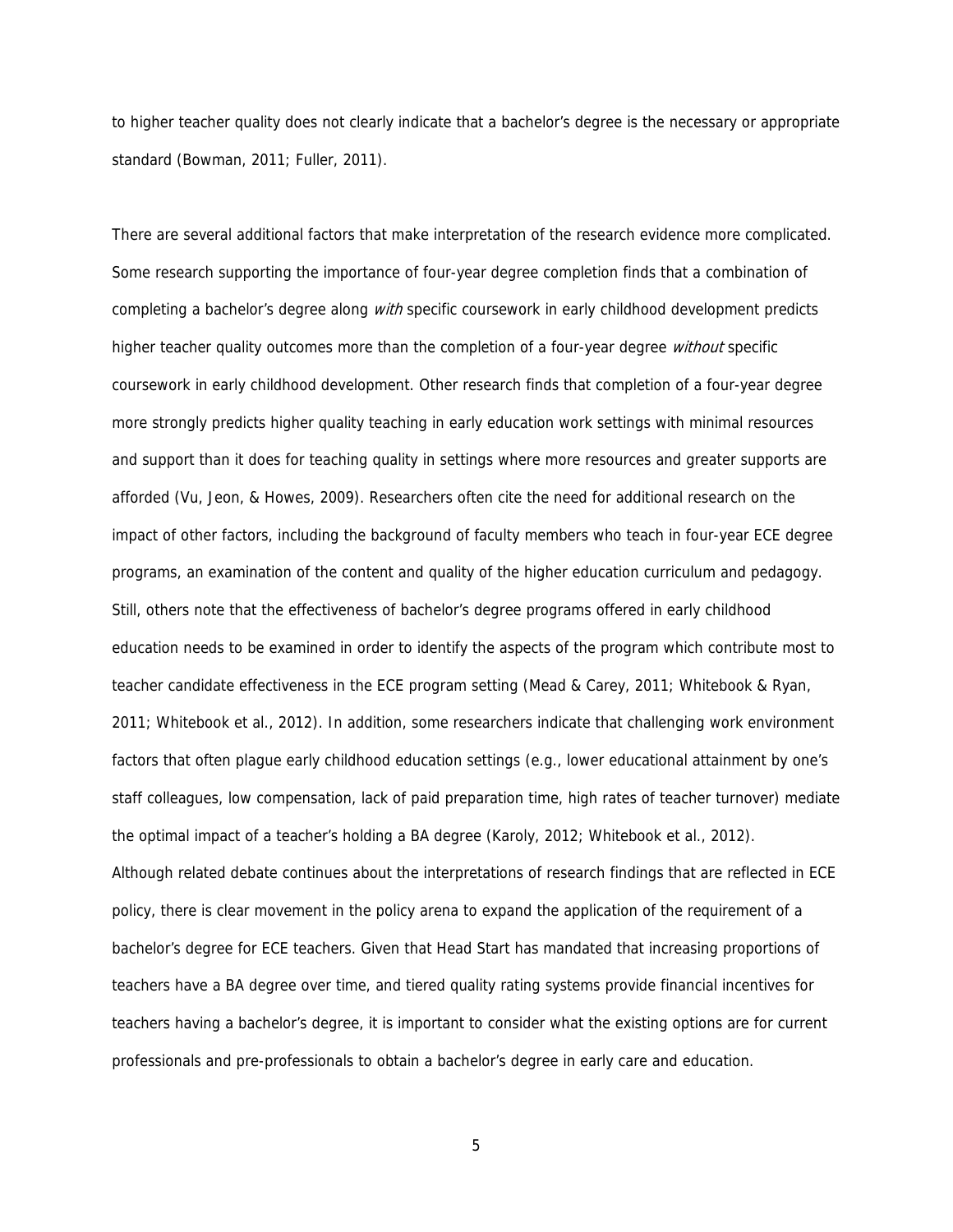to higher teacher quality does not clearly indicate that a bachelor's degree is the necessary or appropriate standard (Bowman, 2011; Fuller, 2011).

There are several additional factors that make interpretation of the research evidence more complicated. Some research supporting the importance of four-year degree completion finds that a combination of completing a bachelor's degree along *with* specific coursework in early childhood development predicts higher teacher quality outcomes more than the completion of a four-year degree *without* specific coursework in early childhood development. Other research finds that completion of a four-year degree more strongly predicts higher quality teaching in early education work settings with minimal resources and support than it does for teaching quality in settings where more resources and greater supports are afforded (Vu, Jeon, & Howes, 2009). Researchers often cite the need for additional research on the impact of other factors, including the background of faculty members who teach in four-year ECE degree programs, an examination of the content and quality of the higher education curriculum and pedagogy. Still, others note that the effectiveness of bachelor's degree programs offered in early childhood education needs to be examined in order to identify the aspects of the program which contribute most to teacher candidate effectiveness in the ECE program setting (Mead & Carey, 2011; Whitebook & Ryan, 2011; Whitebook et al., 2012). In addition, some researchers indicate that challenging work environment factors that often plague early childhood education settings (e.g., lower educational attainment by one's staff colleagues, low compensation, lack of paid preparation time, high rates of teacher turnover) mediate the optimal impact of a teacher's holding a BA degree (Karoly, 2012; Whitebook et al., 2012).

Although related debate continues about the interpretations of research findings that are reflected in ECE policy, there is clear movement in the policy arena to expand the application of the requirement of a bachelor's degree for ECE teachers. Given that Head Start has mandated that increasing proportions of teachers have a BA degree over time, and tiered quality rating systems provide financial incentives for teachers having a bachelor's degree, it is important to consider what the existing options are for current professionals and pre-professionals to obtain a bachelor's degree in early care and education.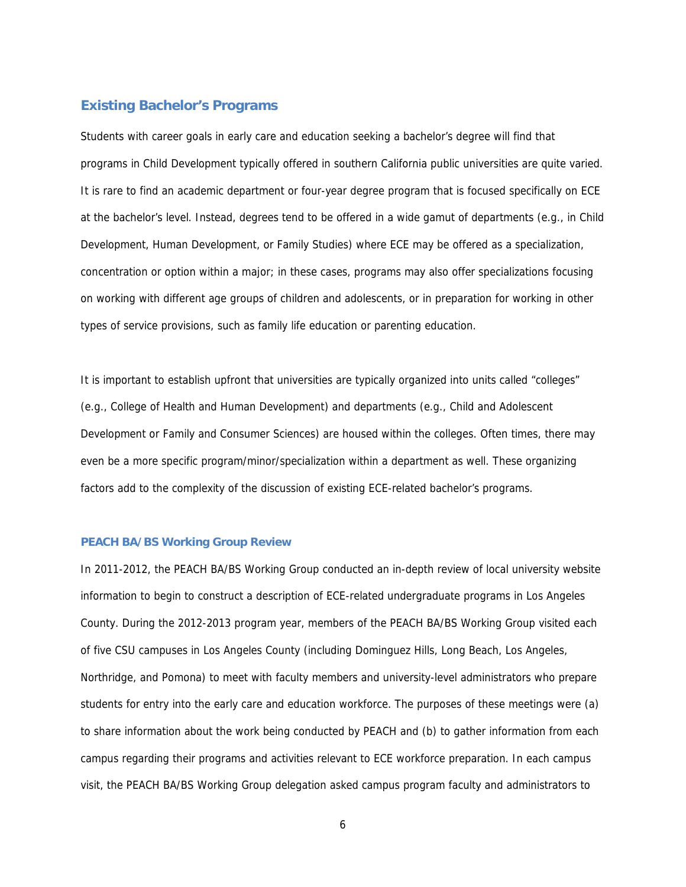## Existing Bachelor's Programs

Students with career goals in early care and education seeking a bachelor's degree will find that programs in Child Development typically offered in southern California public universities are quite varied. It is rare to find an academic department or four-year degree program that is focused specifically on ECE at the bachelor's level. Instead, degrees tend to be offered in a wide gamut of departments (e.g., in Child Development, Human Development, or Family Studies) where ECE may be offered as a specialization, concentration or option within a major; in these cases, programs may also offer specializations focusing on working with different age groups of children and adolescents, or in preparation for working in other types of service provisions, such as family life education or parenting education.

It is important to establish upfront that universities are typically organized into units called "colleges" (e.g., College of Health and Human Development) and departments (e.g., Child and Adolescent Development or Family and Consumer Sciences) are housed within the colleges. Often times, there may even be a more specific program/minor/specialization within a department as well. These organizing factors add to the complexity of the discussion of existing ECE-related bachelor's programs.

### PEACH BA/BS Working Group Review

In 2011-2012, the PEACH BA/BS Working Group conducted an in-depth review of local university website information to begin to construct a description of ECE-related undergraduate programs in Los Angeles County. During the 2012-2013 program year, members of the PEACH BA/BS Working Group visited each of five CSU campuses in Los Angeles County (including Dominguez Hills, Long Beach, Los Angeles, Northridge, and Pomona) to meet with faculty members and university-level administrators who prepare students for entry into the early care and education workforce. The purposes of these meetings were (a) to share information about the work being conducted by PEACH and (b) to gather information from each campus regarding their programs and activities relevant to ECE workforce preparation. In each campus visit, the PEACH BA/BS Working Group delegation asked campus program faculty and administrators to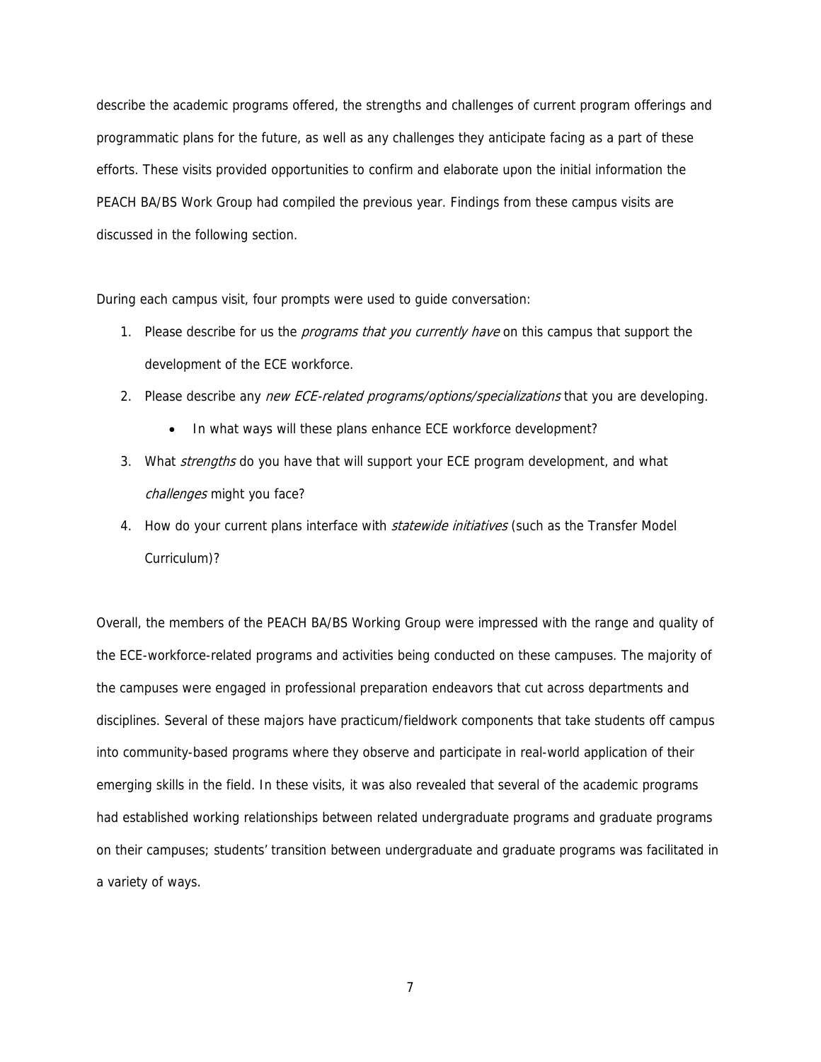describe the academic programs offered, the strengths and challenges of current program offerings and programmatic plans for the future, as well as any challenges they anticipate facing as a part of these efforts. These visits provided opportunities to confirm and elaborate upon the initial information the PEACH BA/BS Work Group had compiled the previous year. Findings from these campus visits are discussed in the following section.

During each campus visit, four prompts were used to guide conversation:

1. Please describe for us the *programs that you currently have* on this campus that support the development of the ECE workforce.
2. Please describe any *new ECE-related programs/options/specializations* that you are developing.
   - In what ways will these plans enhance ECE workforce development?
3. What *strengths* do you have that will support your ECE program development, and what *challenges* might you face?
4. How do your current plans interface with *statewide initiatives* (such as the Transfer Model Curriculum)?

Overall, the members of the PEACH BA/BS Working Group were impressed with the range and quality of the ECE-workforce-related programs and activities being conducted on these campuses. The majority of the campuses were engaged in professional preparation endeavors that cut across departments and disciplines. Several of these majors have practicum/fieldwork components that take students off campus into community-based programs where they observe and participate in real-world application of their emerging skills in the field. In these visits, it was also revealed that several of the academic programs had established working relationships between related undergraduate programs and graduate programs on their campuses; students' transition between undergraduate and graduate programs was facilitated in a variety of ways.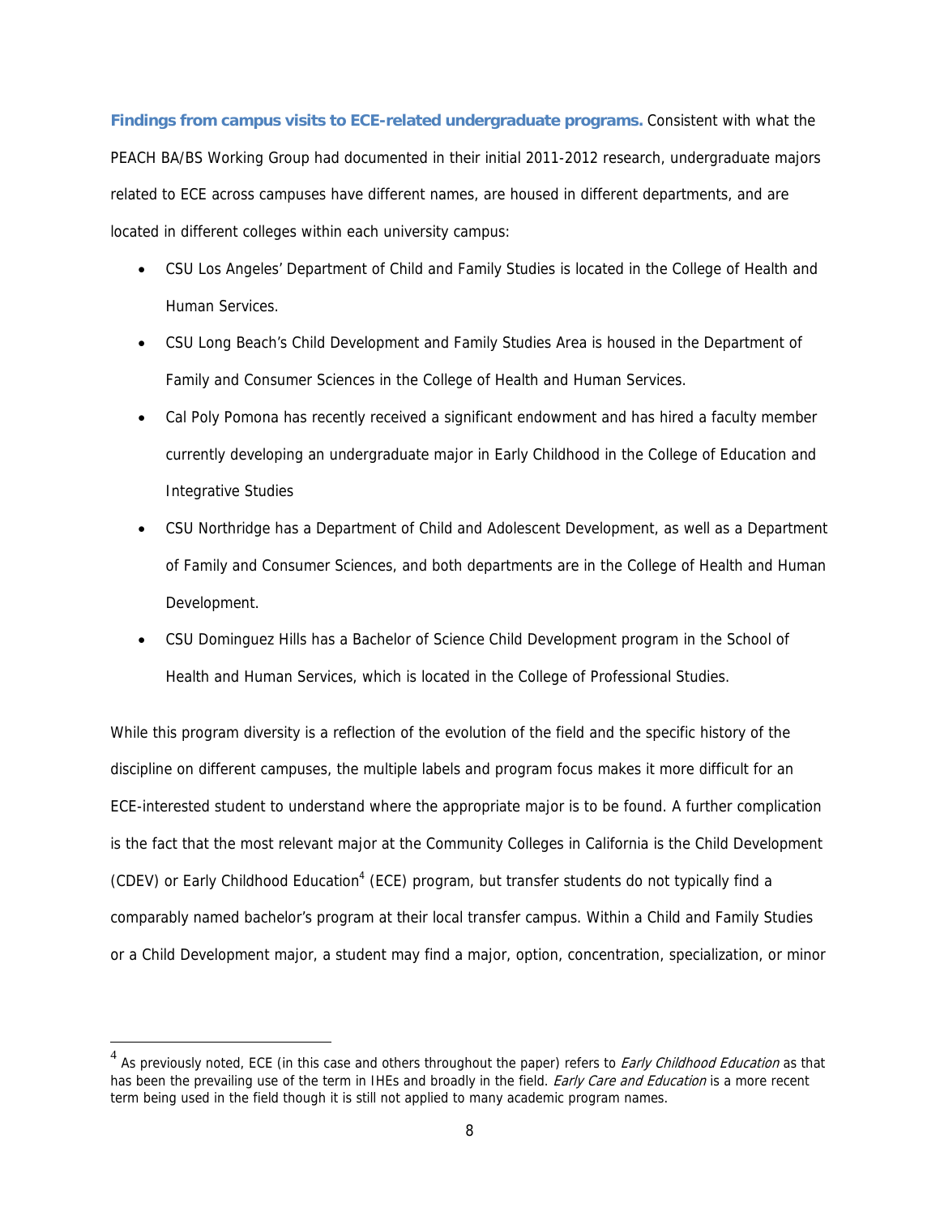**Findings from campus visits to ECE-related undergraduate programs.** Consistent with what the PEACH BA/BS Working Group had documented in their initial 2011-2012 research, undergraduate majors related to ECE across campuses have different names, are housed in different departments, and are located in different colleges within each university campus:

- CSU Los Angeles' Department of Child and Family Studies is located in the College of Health and Human Services.
- CSU Long Beach's Child Development and Family Studies Area is housed in the Department of Family and Consumer Sciences in the College of Health and Human Services.
- Cal Poly Pomona has recently received a significant endowment and has hired a faculty member currently developing an undergraduate major in Early Childhood in the College of Education and Integrative Studies
- CSU Northridge has a Department of Child and Adolescent Development, as well as a Department of Family and Consumer Sciences, and both departments are in the College of Health and Human Development.
- CSU Dominguez Hills has a Bachelor of Science Child Development program in the School of Health and Human Services, which is located in the College of Professional Studies.

While this program diversity is a reflection of the evolution of the field and the specific history of the discipline on different campuses, the multiple labels and program focus makes it more difficult for an ECE-interested student to understand where the appropriate major is to be found. A further complication is the fact that the most relevant major at the Community Colleges in California is the Child Development (CDEV) or Early Childhood Education[4] (ECE) program, but transfer students do not typically find a comparably named bachelor's program at their local transfer campus. Within a Child and Family Studies or a Child Development major, a student may find a major, option, concentration, specialization, or minor

[4] As previously noted, ECE (in this case and others throughout the paper) refers to *Early Childhood Education* as that has been the prevailing use of the term in IHEs and broadly in the field. *Early Care and Education* is a more recent term being used in the field though it is still not applied to many academic program names.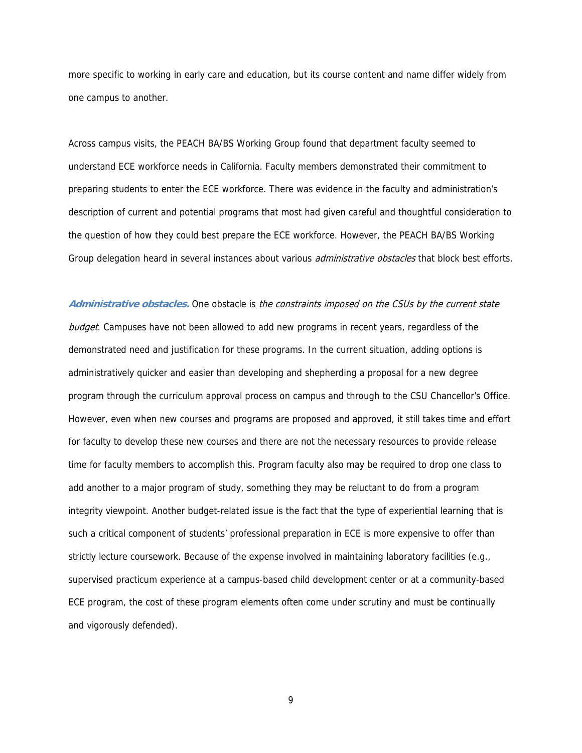more specific to working in early care and education, but its course content and name differ widely from one campus to another.

Across campus visits, the PEACH BA/BS Working Group found that department faculty seemed to understand ECE workforce needs in California. Faculty members demonstrated their commitment to preparing students to enter the ECE workforce. There was evidence in the faculty and administration's description of current and potential programs that most had given careful and thoughtful consideration to the question of how they could best prepare the ECE workforce. However, the PEACH BA/BS Working Group delegation heard in several instances about various *administrative obstacles* that block best efforts.

***Administrative obstacles.*** One obstacle is *the constraints imposed on the CSUs by the current state budget*. Campuses have not been allowed to add new programs in recent years, regardless of the demonstrated need and justification for these programs. In the current situation, adding options is administratively quicker and easier than developing and shepherding a proposal for a new degree program through the curriculum approval process on campus and through to the CSU Chancellor's Office. However, even when new courses and programs are proposed and approved, it still takes time and effort for faculty to develop these new courses and there are not the necessary resources to provide release time for faculty members to accomplish this. Program faculty also may be required to drop one class to add another to a major program of study, something they may be reluctant to do from a program integrity viewpoint. Another budget-related issue is the fact that the type of experiential learning that is such a critical component of students' professional preparation in ECE is more expensive to offer than strictly lecture coursework. Because of the expense involved in maintaining laboratory facilities (e.g., supervised practicum experience at a campus-based child development center or at a community-based ECE program, the cost of these program elements often come under scrutiny and must be continually and vigorously defended).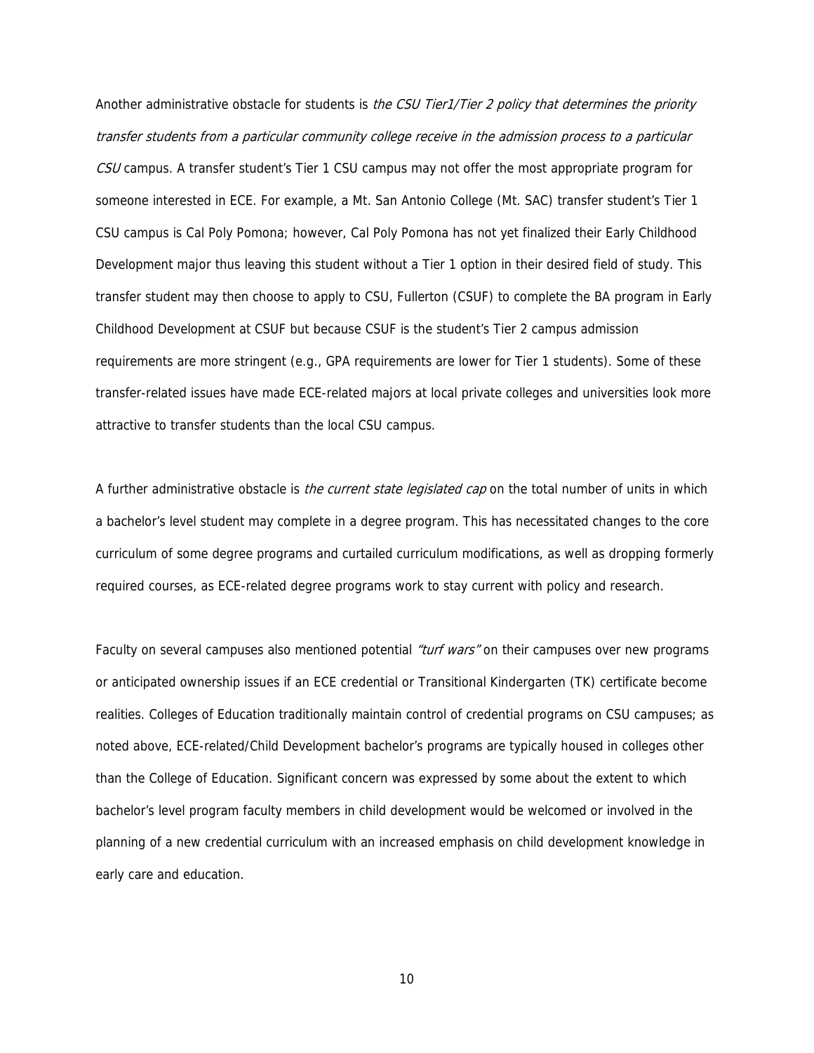Another administrative obstacle for students is *the CSU Tier1/Tier 2 policy that determines the priority transfer students from a particular community college receive in the admission process to a particular CSU* campus. A transfer student's Tier 1 CSU campus may not offer the most appropriate program for someone interested in ECE. For example, a Mt. San Antonio College (Mt. SAC) transfer student's Tier 1 CSU campus is Cal Poly Pomona; however, Cal Poly Pomona has not yet finalized their Early Childhood Development major thus leaving this student without a Tier 1 option in their desired field of study. This transfer student may then choose to apply to CSU, Fullerton (CSUF) to complete the BA program in Early Childhood Development at CSUF but because CSUF is the student's Tier 2 campus admission requirements are more stringent (e.g., GPA requirements are lower for Tier 1 students). Some of these transfer-related issues have made ECE-related majors at local private colleges and universities look more attractive to transfer students than the local CSU campus.

A further administrative obstacle is *the current state legislated cap* on the total number of units in which a bachelor's level student may complete in a degree program. This has necessitated changes to the core curriculum of some degree programs and curtailed curriculum modifications, as well as dropping formerly required courses, as ECE-related degree programs work to stay current with policy and research.

Faculty on several campuses also mentioned potential *"turf wars"* on their campuses over new programs or anticipated ownership issues if an ECE credential or Transitional Kindergarten (TK) certificate become realities. Colleges of Education traditionally maintain control of credential programs on CSU campuses; as noted above, ECE-related/Child Development bachelor's programs are typically housed in colleges other than the College of Education. Significant concern was expressed by some about the extent to which bachelor's level program faculty members in child development would be welcomed or involved in the planning of a new credential curriculum with an increased emphasis on child development knowledge in early care and education.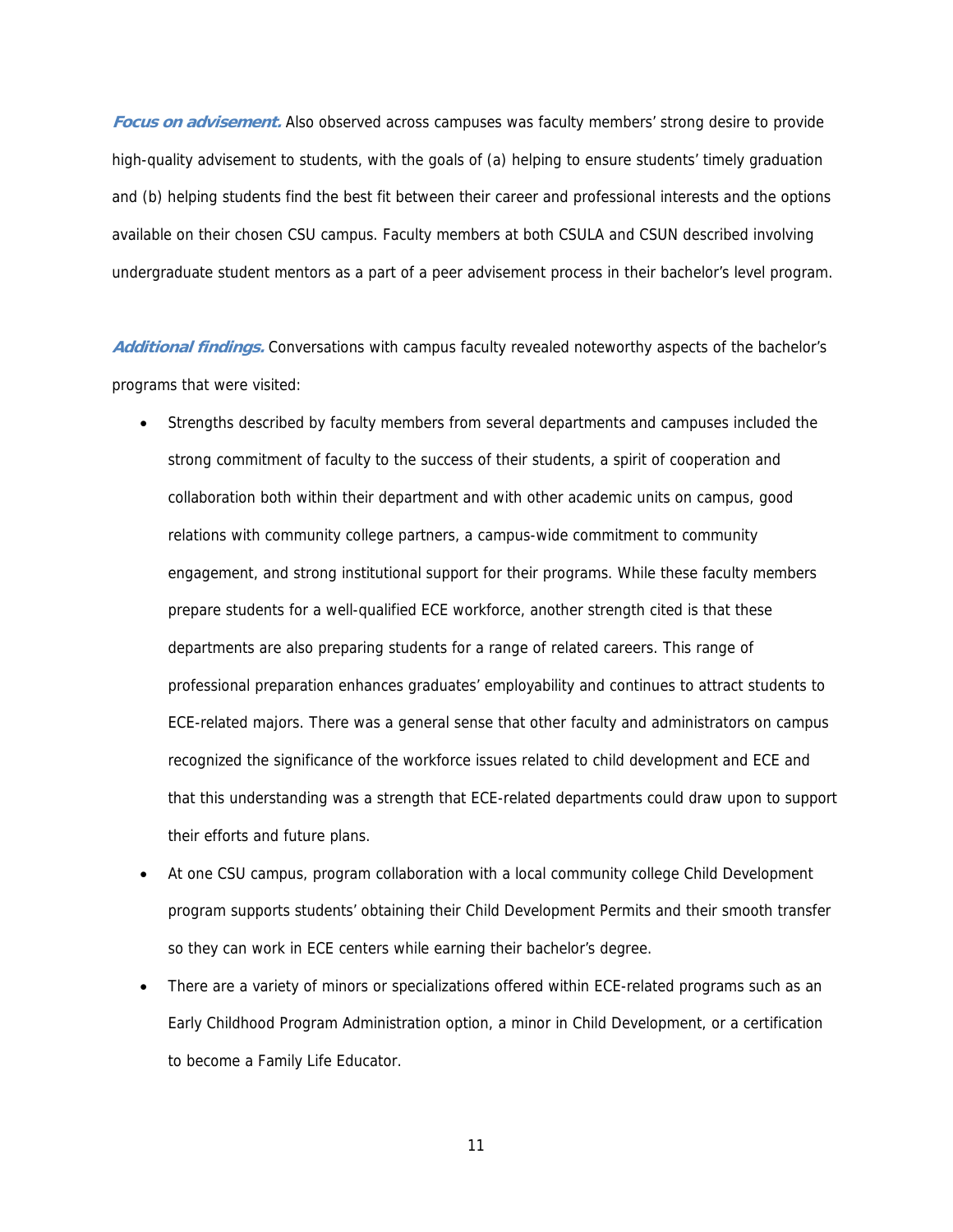***Focus on advisement.*** Also observed across campuses was faculty members' strong desire to provide high-quality advisement to students, with the goals of (a) helping to ensure students' timely graduation and (b) helping students find the best fit between their career and professional interests and the options available on their chosen CSU campus. Faculty members at both CSULA and CSUN described involving undergraduate student mentors as a part of a peer advisement process in their bachelor's level program.

***Additional findings.*** Conversations with campus faculty revealed noteworthy aspects of the bachelor's programs that were visited:

- Strengths described by faculty members from several departments and campuses included the strong commitment of faculty to the success of their students, a spirit of cooperation and collaboration both within their department and with other academic units on campus, good relations with community college partners, a campus-wide commitment to community engagement, and strong institutional support for their programs. While these faculty members prepare students for a well-qualified ECE workforce, another strength cited is that these departments are also preparing students for a range of related careers. This range of professional preparation enhances graduates' employability and continues to attract students to ECE-related majors. There was a general sense that other faculty and administrators on campus recognized the significance of the workforce issues related to child development and ECE and that this understanding was a strength that ECE-related departments could draw upon to support their efforts and future plans.
- At one CSU campus, program collaboration with a local community college Child Development program supports students' obtaining their Child Development Permits and their smooth transfer so they can work in ECE centers while earning their bachelor's degree.
- There are a variety of minors or specializations offered within ECE-related programs such as an Early Childhood Program Administration option, a minor in Child Development, or a certification to become a Family Life Educator.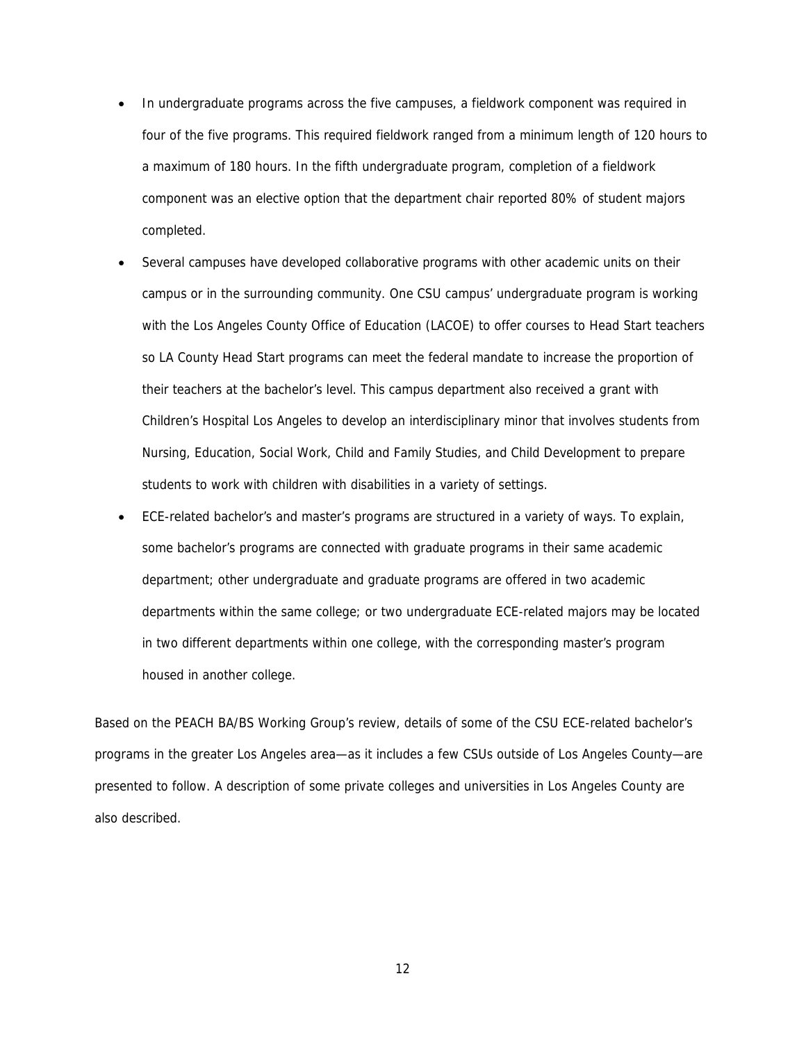- In undergraduate programs across the five campuses, a fieldwork component was required in four of the five programs. This required fieldwork ranged from a minimum length of 120 hours to a maximum of 180 hours. In the fifth undergraduate program, completion of a fieldwork component was an elective option that the department chair reported 80% of student majors completed.
- Several campuses have developed collaborative programs with other academic units on their campus or in the surrounding community. One CSU campus' undergraduate program is working with the Los Angeles County Office of Education (LACOE) to offer courses to Head Start teachers so LA County Head Start programs can meet the federal mandate to increase the proportion of their teachers at the bachelor's level. This campus department also received a grant with Children's Hospital Los Angeles to develop an interdisciplinary minor that involves students from Nursing, Education, Social Work, Child and Family Studies, and Child Development to prepare students to work with children with disabilities in a variety of settings.
- ECE-related bachelor's and master's programs are structured in a variety of ways. To explain, some bachelor's programs are connected with graduate programs in their same academic department; other undergraduate and graduate programs are offered in two academic departments within the same college; or two undergraduate ECE-related majors may be located in two different departments within one college, with the corresponding master's program housed in another college.

Based on the PEACH BA/BS Working Group's review, details of some of the CSU ECE-related bachelor's programs in the greater Los Angeles area—as it includes a few CSUs outside of Los Angeles County—are presented to follow. A description of some private colleges and universities in Los Angeles County are also described.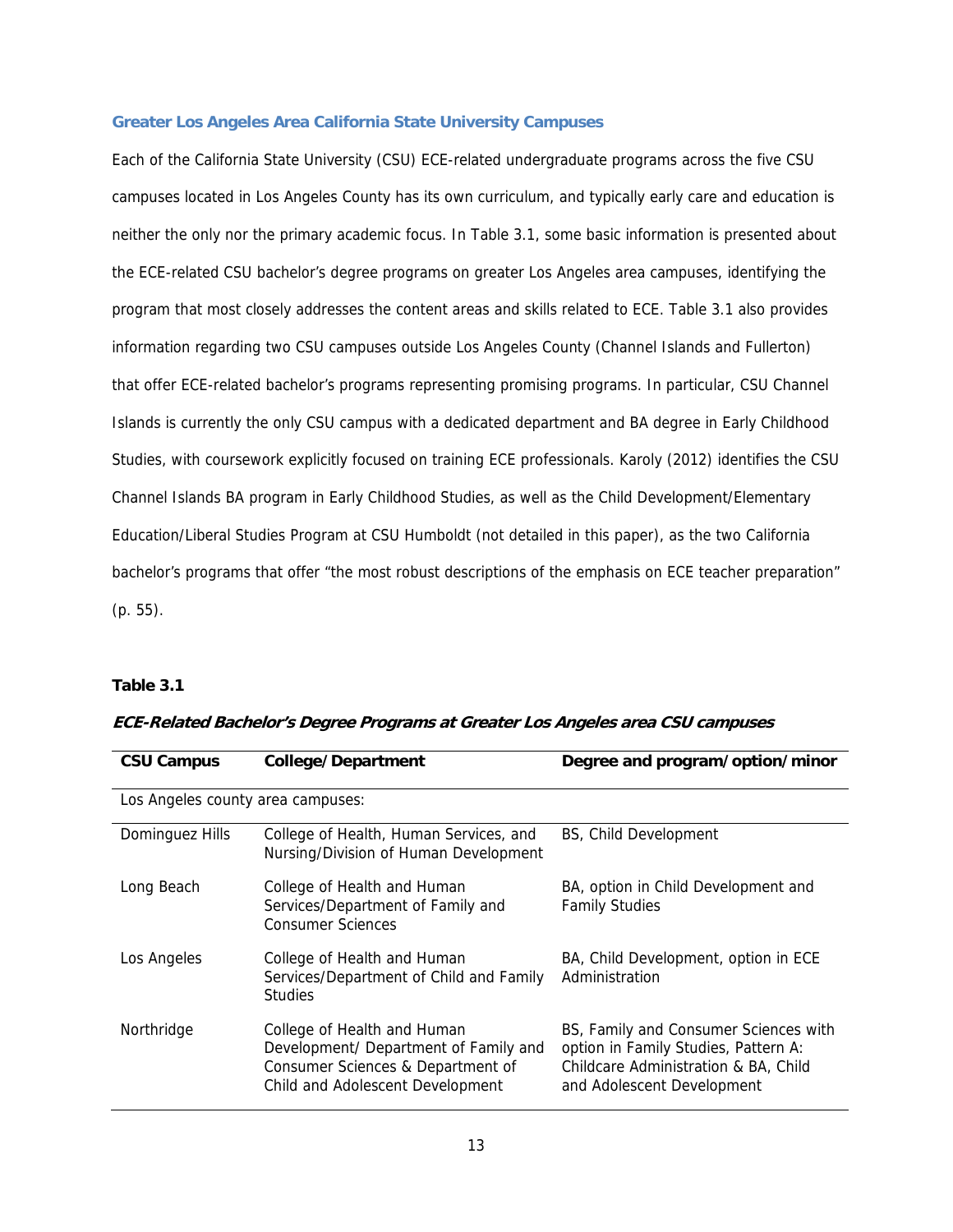### Greater Los Angeles Area California State University Campuses

Each of the California State University (CSU) ECE-related undergraduate programs across the five CSU campuses located in Los Angeles County has its own curriculum, and typically early care and education is neither the only nor the primary academic focus. In Table 3.1, some basic information is presented about the ECE-related CSU bachelor's degree programs on greater Los Angeles area campuses, identifying the program that most closely addresses the content areas and skills related to ECE. Table 3.1 also provides information regarding two CSU campuses outside Los Angeles County (Channel Islands and Fullerton) that offer ECE-related bachelor's programs representing promising programs. In particular, CSU Channel Islands is currently the only CSU campus with a dedicated department and BA degree in Early Childhood Studies, with coursework explicitly focused on training ECE professionals. Karoly (2012) identifies the CSU Channel Islands BA program in Early Childhood Studies, as well as the Child Development/Elementary Education/Liberal Studies Program at CSU Humboldt (not detailed in this paper), as the two California bachelor's programs that offer "the most robust descriptions of the emphasis on ECE teacher preparation" (p. 55).

**Table 3.1**

***ECE-Related Bachelor's Degree Programs at Greater Los Angeles area CSU campuses***

| CSU Campus | College/Department | Degree and program/option/minor |
|---|---|---|
| Los Angeles county area campuses: | | |
| Dominguez Hills | College of Health, Human Services, and Nursing/Division of Human Development | BS, Child Development |
| Long Beach | College of Health and Human Services/Department of Family and Consumer Sciences | BA, option in Child Development and Family Studies |
| Los Angeles | College of Health and Human Services/Department of Child and Family Studies | BA, Child Development, option in ECE Administration |
| Northridge | College of Health and Human Development/ Department of Family and Consumer Sciences & Department of Child and Adolescent Development | BS, Family and Consumer Sciences with option in Family Studies, Pattern A: Childcare Administration & BA, Child and Adolescent Development |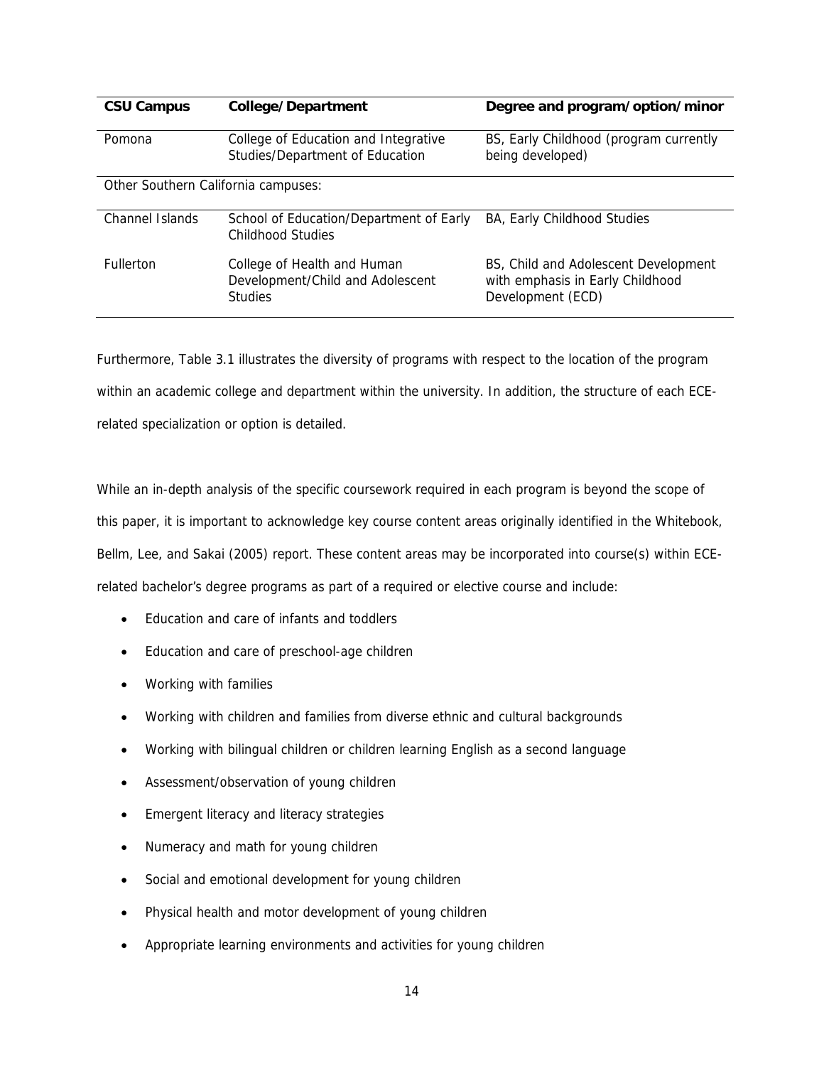| CSU Campus | College/Department | Degree and program/option/minor |
|---|---|---|
| Pomona | College of Education and Integrative Studies/Department of Education | BS, Early Childhood (program currently being developed) |
| Other Southern California campuses: | | |
| Channel Islands | School of Education/Department of Early Childhood Studies | BA, Early Childhood Studies |
| Fullerton | College of Health and Human Development/Child and Adolescent Studies | BS, Child and Adolescent Development with emphasis in Early Childhood Development (ECD) |

Furthermore, Table 3.1 illustrates the diversity of programs with respect to the location of the program within an academic college and department within the university. In addition, the structure of each ECE-related specialization or option is detailed.

While an in-depth analysis of the specific coursework required in each program is beyond the scope of this paper, it is important to acknowledge key course content areas originally identified in the Whitebook, Bellm, Lee, and Sakai (2005) report. These content areas may be incorporated into course(s) within ECE-related bachelor's degree programs as part of a required or elective course and include:

- Education and care of infants and toddlers
- Education and care of preschool-age children
- Working with families
- Working with children and families from diverse ethnic and cultural backgrounds
- Working with bilingual children or children learning English as a second language
- Assessment/observation of young children
- Emergent literacy and literacy strategies
- Numeracy and math for young children
- Social and emotional development for young children
- Physical health and motor development of young children
- Appropriate learning environments and activities for young children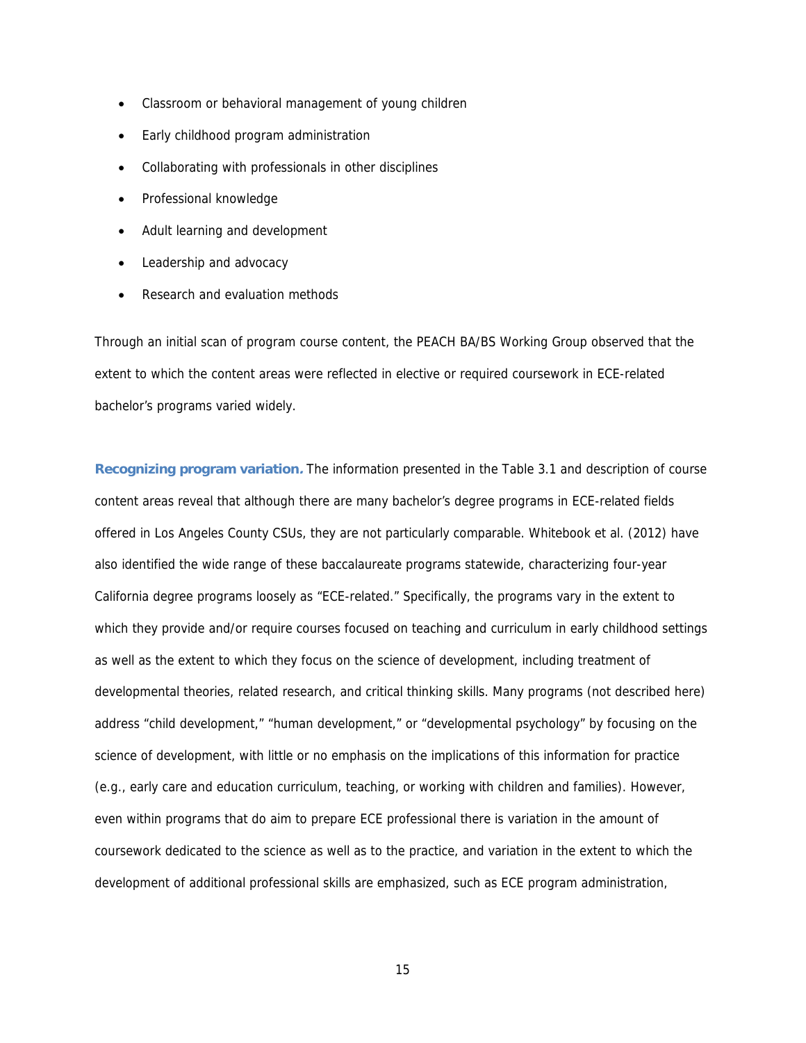- Classroom or behavioral management of young children
- Early childhood program administration
- Collaborating with professionals in other disciplines
- Professional knowledge
- Adult learning and development
- Leadership and advocacy
- Research and evaluation methods

Through an initial scan of program course content, the PEACH BA/BS Working Group observed that the extent to which the content areas were reflected in elective or required coursework in ECE-related bachelor's programs varied widely.

**Recognizing program variation.** The information presented in the Table 3.1 and description of course content areas reveal that although there are many bachelor's degree programs in ECE-related fields offered in Los Angeles County CSUs, they are not particularly comparable. Whitebook et al. (2012) have also identified the wide range of these baccalaureate programs statewide, characterizing four-year California degree programs loosely as "ECE-related." Specifically, the programs vary in the extent to which they provide and/or require courses focused on teaching and curriculum in early childhood settings as well as the extent to which they focus on the science of development, including treatment of developmental theories, related research, and critical thinking skills. Many programs (not described here) address "child development," "human development," or "developmental psychology" by focusing on the science of development, with little or no emphasis on the implications of this information for practice (e.g., early care and education curriculum, teaching, or working with children and families). However, even within programs that do aim to prepare ECE professional there is variation in the amount of coursework dedicated to the science as well as to the practice, and variation in the extent to which the development of additional professional skills are emphasized, such as ECE program administration,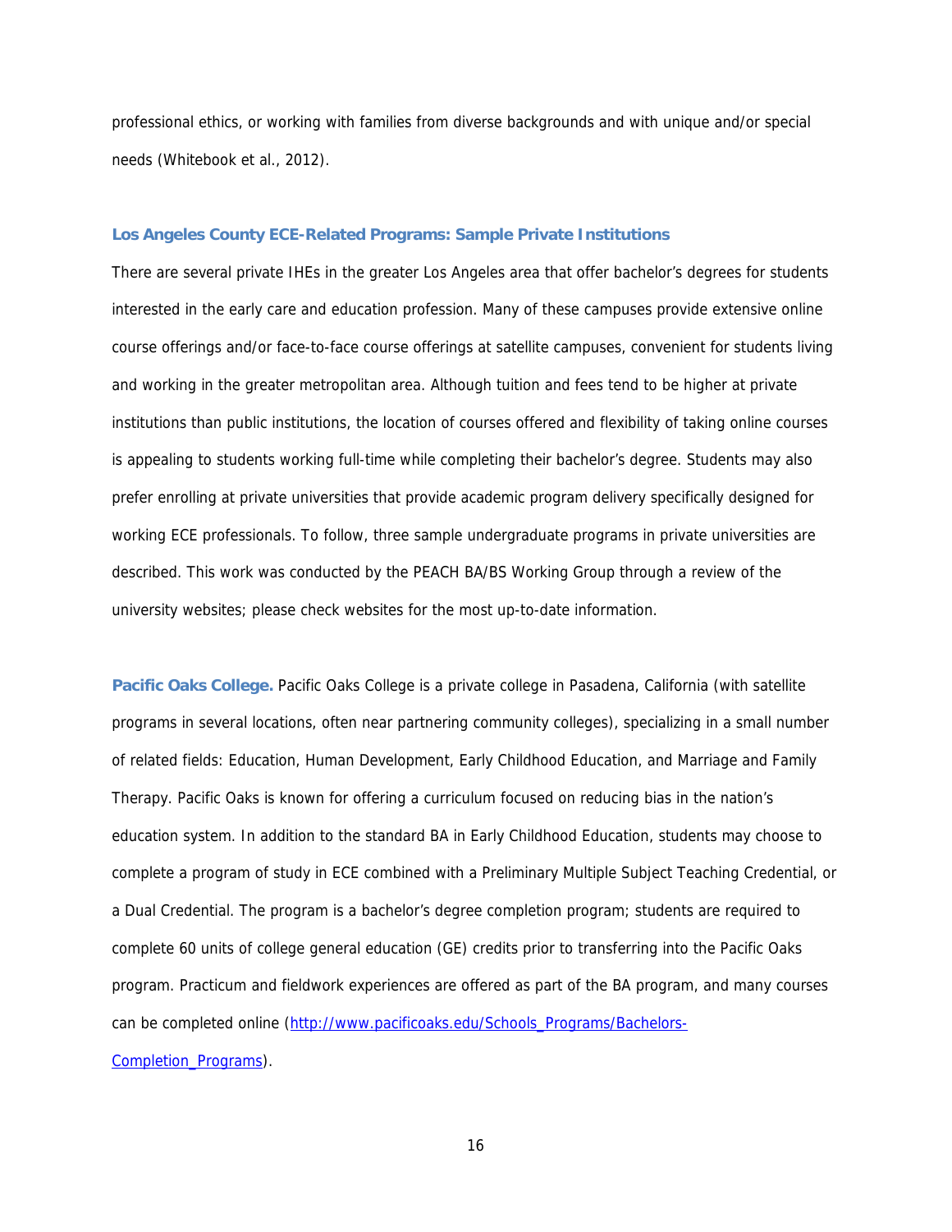professional ethics, or working with families from diverse backgrounds and with unique and/or special needs (Whitebook et al., 2012).

### Los Angeles County ECE-Related Programs: Sample Private Institutions

There are several private IHEs in the greater Los Angeles area that offer bachelor's degrees for students interested in the early care and education profession. Many of these campuses provide extensive online course offerings and/or face-to-face course offerings at satellite campuses, convenient for students living and working in the greater metropolitan area. Although tuition and fees tend to be higher at private institutions than public institutions, the location of courses offered and flexibility of taking online courses is appealing to students working full-time while completing their bachelor's degree. Students may also prefer enrolling at private universities that provide academic program delivery specifically designed for working ECE professionals. To follow, three sample undergraduate programs in private universities are described. This work was conducted by the PEACH BA/BS Working Group through a review of the university websites; please check websites for the most up-to-date information.

**Pacific Oaks College.** Pacific Oaks College is a private college in Pasadena, California (with satellite programs in several locations, often near partnering community colleges), specializing in a small number of related fields: Education, Human Development, Early Childhood Education, and Marriage and Family Therapy. Pacific Oaks is known for offering a curriculum focused on reducing bias in the nation's education system. In addition to the standard BA in Early Childhood Education, students may choose to complete a program of study in ECE combined with a Preliminary Multiple Subject Teaching Credential, or a Dual Credential. The program is a bachelor's degree completion program; students are required to complete 60 units of college general education (GE) credits prior to transferring into the Pacific Oaks program. Practicum and fieldwork experiences are offered as part of the BA program, and many courses can be completed online (http://www.pacificoaks.edu/Schools_Programs/Bachelors-Completion_Programs).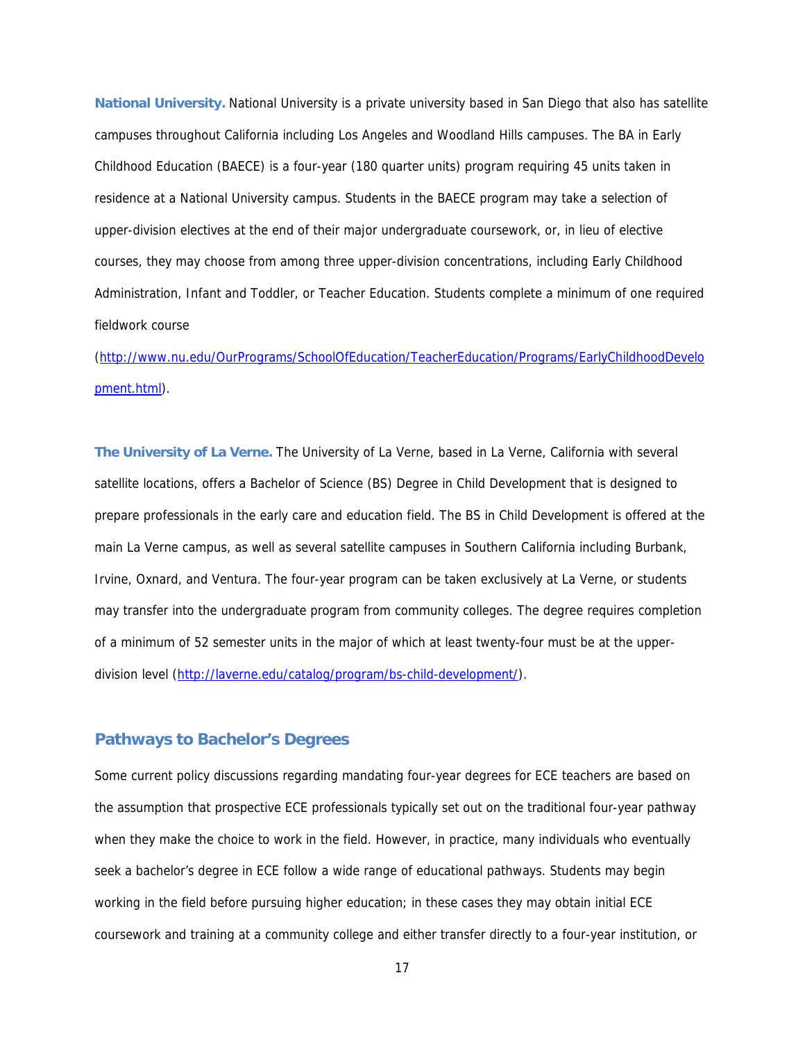**National University.** National University is a private university based in San Diego that also has satellite campuses throughout California including Los Angeles and Woodland Hills campuses. The BA in Early Childhood Education (BAECE) is a four-year (180 quarter units) program requiring 45 units taken in residence at a National University campus. Students in the BAECE program may take a selection of upper-division electives at the end of their major undergraduate coursework, or, in lieu of elective courses, they may choose from among three upper-division concentrations, including Early Childhood Administration, Infant and Toddler, or Teacher Education. Students complete a minimum of one required fieldwork course (http://www.nu.edu/OurPrograms/SchoolOfEducation/TeacherEducation/Programs/EarlyChildhoodDevelopment.html).

**The University of La Verne.** The University of La Verne, based in La Verne, California with several satellite locations, offers a Bachelor of Science (BS) Degree in Child Development that is designed to prepare professionals in the early care and education field. The BS in Child Development is offered at the main La Verne campus, as well as several satellite campuses in Southern California including Burbank, Irvine, Oxnard, and Ventura. The four-year program can be taken exclusively at La Verne, or students may transfer into the undergraduate program from community colleges. The degree requires completion of a minimum of 52 semester units in the major of which at least twenty-four must be at the upper-division level (http://laverne.edu/catalog/program/bs-child-development/).

## Pathways to Bachelor's Degrees

Some current policy discussions regarding mandating four-year degrees for ECE teachers are based on the assumption that prospective ECE professionals typically set out on the traditional four-year pathway when they make the choice to work in the field. However, in practice, many individuals who eventually seek a bachelor's degree in ECE follow a wide range of educational pathways. Students may begin working in the field before pursuing higher education; in these cases they may obtain initial ECE coursework and training at a community college and either transfer directly to a four-year institution, or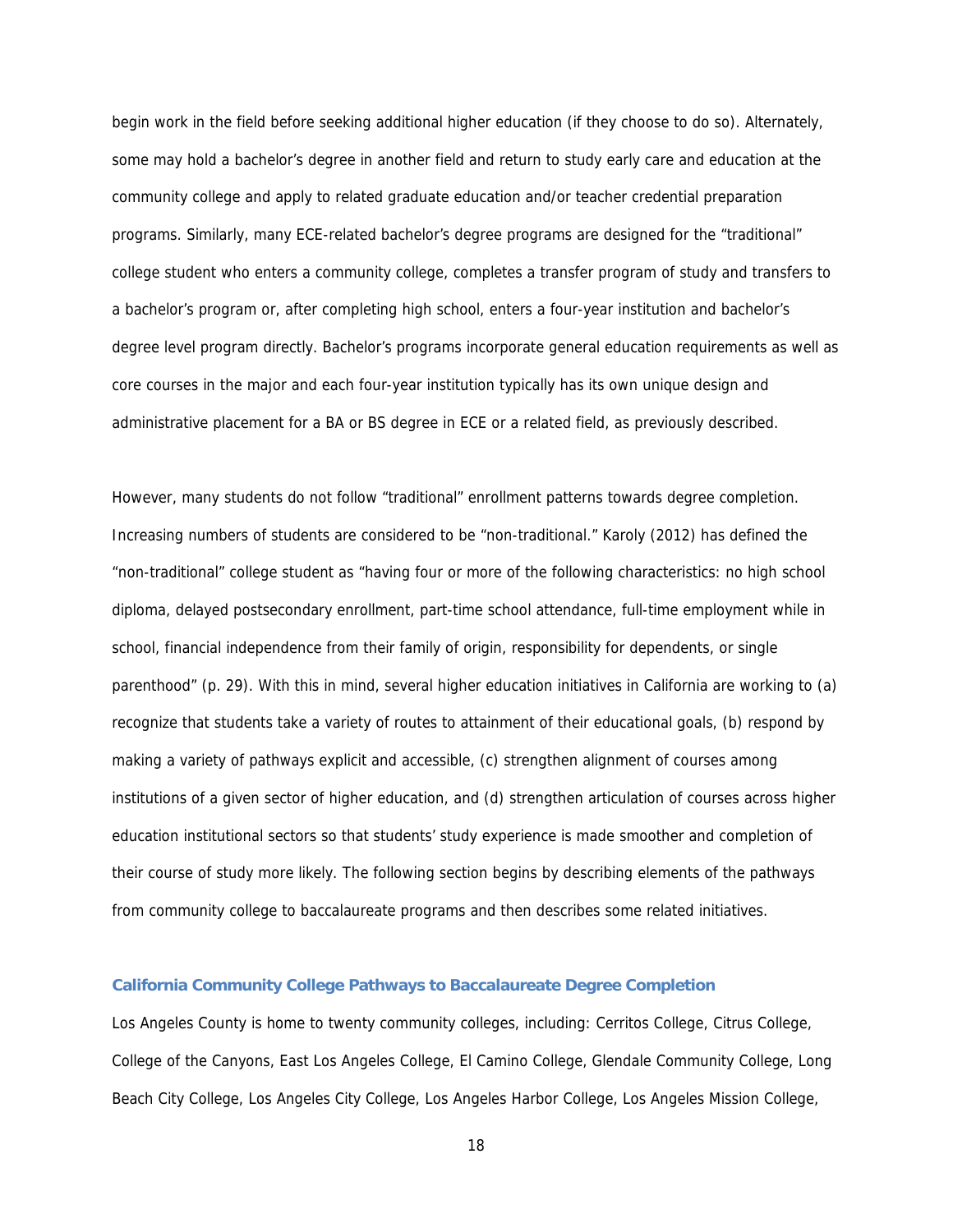begin work in the field before seeking additional higher education (if they choose to do so). Alternately, some may hold a bachelor's degree in another field and return to study early care and education at the community college and apply to related graduate education and/or teacher credential preparation programs. Similarly, many ECE-related bachelor's degree programs are designed for the "traditional" college student who enters a community college, completes a transfer program of study and transfers to a bachelor's program or, after completing high school, enters a four-year institution and bachelor's degree level program directly. Bachelor's programs incorporate general education requirements as well as core courses in the major and each four-year institution typically has its own unique design and administrative placement for a BA or BS degree in ECE or a related field, as previously described.

However, many students do not follow "traditional" enrollment patterns towards degree completion. Increasing numbers of students are considered to be "non-traditional." Karoly (2012) has defined the "non-traditional" college student as "having four or more of the following characteristics: no high school diploma, delayed postsecondary enrollment, part-time school attendance, full-time employment while in school, financial independence from their family of origin, responsibility for dependents, or single parenthood" (p. 29). With this in mind, several higher education initiatives in California are working to (a) recognize that students take a variety of routes to attainment of their educational goals, (b) respond by making a variety of pathways explicit and accessible, (c) strengthen alignment of courses among institutions of a given sector of higher education, and (d) strengthen articulation of courses across higher education institutional sectors so that students' study experience is made smoother and completion of their course of study more likely. The following section begins by describing elements of the pathways from community college to baccalaureate programs and then describes some related initiatives.

### California Community College Pathways to Baccalaureate Degree Completion

Los Angeles County is home to twenty community colleges, including: Cerritos College, Citrus College, College of the Canyons, East Los Angeles College, El Camino College, Glendale Community College, Long Beach City College, Los Angeles City College, Los Angeles Harbor College, Los Angeles Mission College,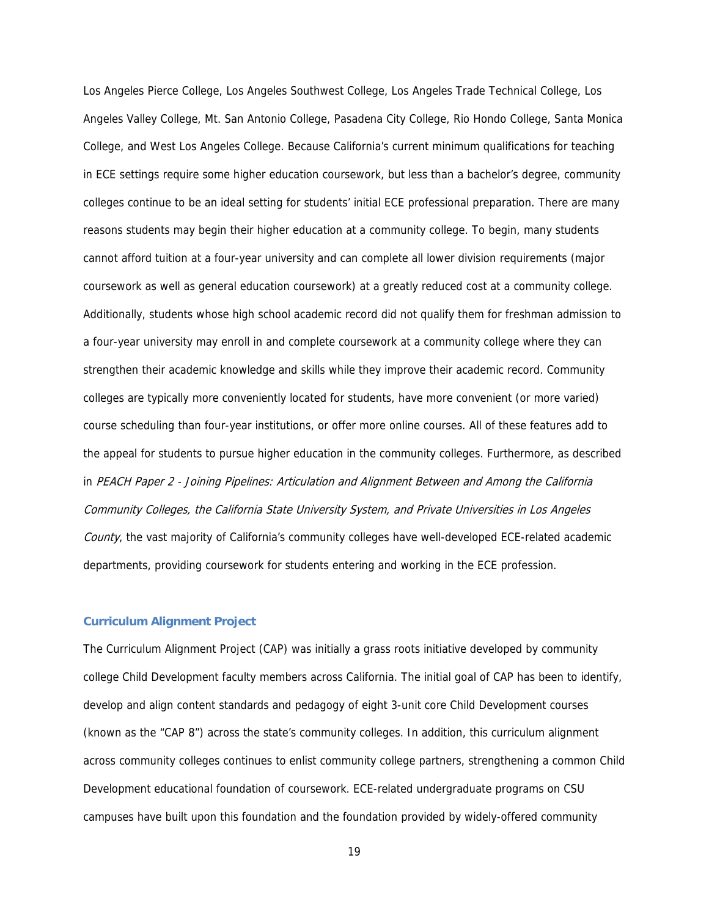Los Angeles Pierce College, Los Angeles Southwest College, Los Angeles Trade Technical College, Los Angeles Valley College, Mt. San Antonio College, Pasadena City College, Rio Hondo College, Santa Monica College, and West Los Angeles College. Because California's current minimum qualifications for teaching in ECE settings require some higher education coursework, but less than a bachelor's degree, community colleges continue to be an ideal setting for students' initial ECE professional preparation. There are many reasons students may begin their higher education at a community college. To begin, many students cannot afford tuition at a four-year university and can complete all lower division requirements (major coursework as well as general education coursework) at a greatly reduced cost at a community college. Additionally, students whose high school academic record did not qualify them for freshman admission to a four-year university may enroll in and complete coursework at a community college where they can strengthen their academic knowledge and skills while they improve their academic record. Community colleges are typically more conveniently located for students, have more convenient (or more varied) course scheduling than four-year institutions, or offer more online courses. All of these features add to the appeal for students to pursue higher education in the community colleges. Furthermore, as described in *PEACH Paper 2 - Joining Pipelines: Articulation and Alignment Between and Among the California Community Colleges, the California State University System, and Private Universities in Los Angeles County*, the vast majority of California's community colleges have well-developed ECE-related academic departments, providing coursework for students entering and working in the ECE profession.

### Curriculum Alignment Project

The Curriculum Alignment Project (CAP) was initially a grass roots initiative developed by community college Child Development faculty members across California. The initial goal of CAP has been to identify, develop and align content standards and pedagogy of eight 3-unit core Child Development courses (known as the "CAP 8") across the state's community colleges. In addition, this curriculum alignment across community colleges continues to enlist community college partners, strengthening a common Child Development educational foundation of coursework. ECE-related undergraduate programs on CSU campuses have built upon this foundation and the foundation provided by widely-offered community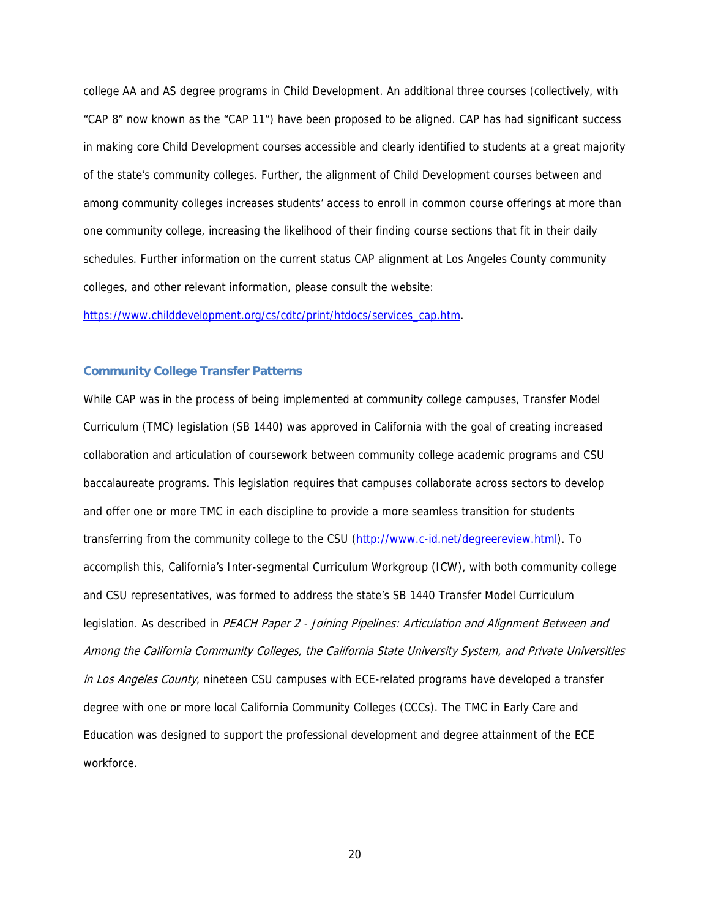college AA and AS degree programs in Child Development. An additional three courses (collectively, with "CAP 8" now known as the "CAP 11") have been proposed to be aligned. CAP has had significant success in making core Child Development courses accessible and clearly identified to students at a great majority of the state's community colleges. Further, the alignment of Child Development courses between and among community colleges increases students' access to enroll in common course offerings at more than one community college, increasing the likelihood of their finding course sections that fit in their daily schedules. Further information on the current status CAP alignment at Los Angeles County community colleges, and other relevant information, please consult the website: https://www.childdevelopment.org/cs/cdtc/print/htdocs/services_cap.htm.

### Community College Transfer Patterns

While CAP was in the process of being implemented at community college campuses, Transfer Model Curriculum (TMC) legislation (SB 1440) was approved in California with the goal of creating increased collaboration and articulation of coursework between community college academic programs and CSU baccalaureate programs. This legislation requires that campuses collaborate across sectors to develop and offer one or more TMC in each discipline to provide a more seamless transition for students transferring from the community college to the CSU (http://www.c-id.net/degreereview.html). To accomplish this, California's Inter-segmental Curriculum Workgroup (ICW), with both community college and CSU representatives, was formed to address the state's SB 1440 Transfer Model Curriculum legislation. As described in *PEACH Paper 2 - Joining Pipelines: Articulation and Alignment Between and Among the California Community Colleges, the California State University System, and Private Universities in Los Angeles County*, nineteen CSU campuses with ECE-related programs have developed a transfer degree with one or more local California Community Colleges (CCCs). The TMC in Early Care and Education was designed to support the professional development and degree attainment of the ECE workforce.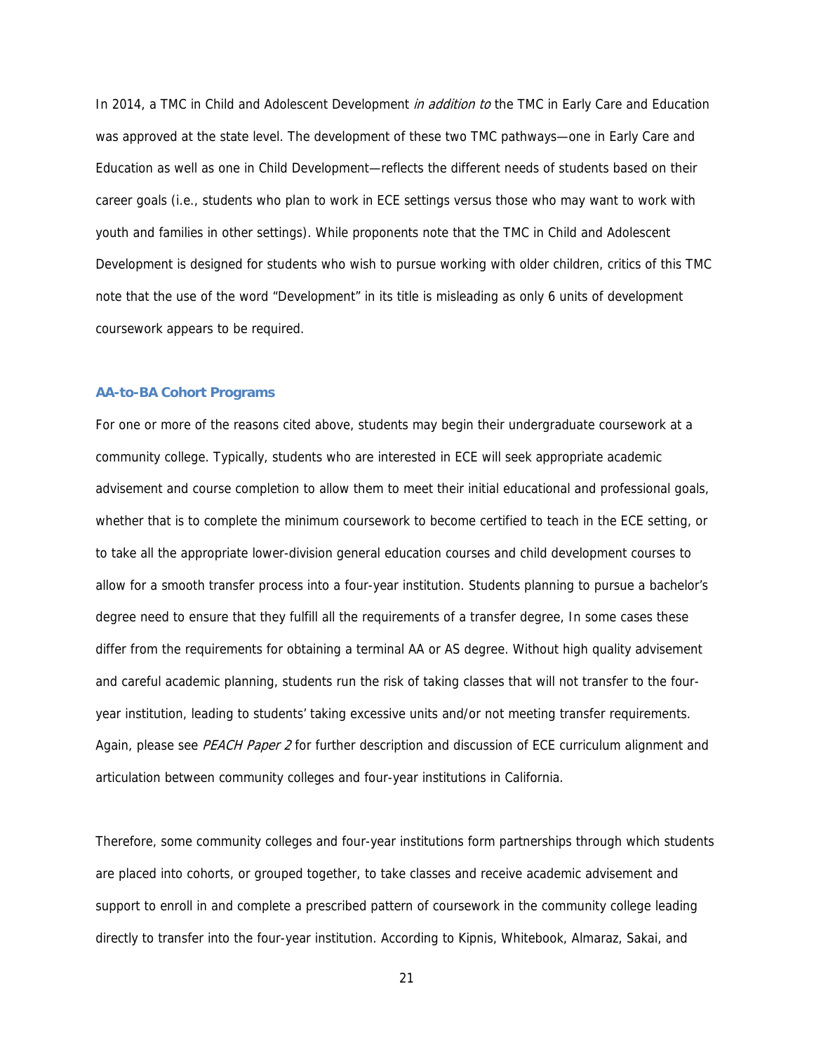In 2014, a TMC in Child and Adolescent Development *in addition to* the TMC in Early Care and Education was approved at the state level. The development of these two TMC pathways—one in Early Care and Education as well as one in Child Development—reflects the different needs of students based on their career goals (i.e., students who plan to work in ECE settings versus those who may want to work with youth and families in other settings). While proponents note that the TMC in Child and Adolescent Development is designed for students who wish to pursue working with older children, critics of this TMC note that the use of the word "Development" in its title is misleading as only 6 units of development coursework appears to be required.

### AA-to-BA Cohort Programs

For one or more of the reasons cited above, students may begin their undergraduate coursework at a community college. Typically, students who are interested in ECE will seek appropriate academic advisement and course completion to allow them to meet their initial educational and professional goals, whether that is to complete the minimum coursework to become certified to teach in the ECE setting, or to take all the appropriate lower-division general education courses and child development courses to allow for a smooth transfer process into a four-year institution. Students planning to pursue a bachelor's degree need to ensure that they fulfill all the requirements of a transfer degree, In some cases these differ from the requirements for obtaining a terminal AA or AS degree. Without high quality advisement and careful academic planning, students run the risk of taking classes that will not transfer to the four-year institution, leading to students' taking excessive units and/or not meeting transfer requirements. Again, please see *PEACH Paper 2* for further description and discussion of ECE curriculum alignment and articulation between community colleges and four-year institutions in California.

Therefore, some community colleges and four-year institutions form partnerships through which students are placed into cohorts, or grouped together, to take classes and receive academic advisement and support to enroll in and complete a prescribed pattern of coursework in the community college leading directly to transfer into the four-year institution. According to Kipnis, Whitebook, Almaraz, Sakai, and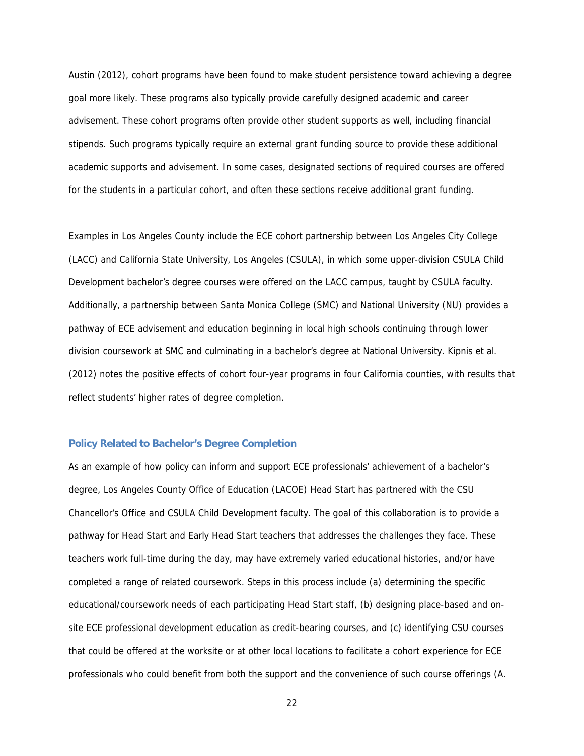Austin (2012), cohort programs have been found to make student persistence toward achieving a degree goal more likely. These programs also typically provide carefully designed academic and career advisement. These cohort programs often provide other student supports as well, including financial stipends. Such programs typically require an external grant funding source to provide these additional academic supports and advisement. In some cases, designated sections of required courses are offered for the students in a particular cohort, and often these sections receive additional grant funding.

Examples in Los Angeles County include the ECE cohort partnership between Los Angeles City College (LACC) and California State University, Los Angeles (CSULA), in which some upper-division CSULA Child Development bachelor's degree courses were offered on the LACC campus, taught by CSULA faculty. Additionally, a partnership between Santa Monica College (SMC) and National University (NU) provides a pathway of ECE advisement and education beginning in local high schools continuing through lower division coursework at SMC and culminating in a bachelor's degree at National University. Kipnis et al. (2012) notes the positive effects of cohort four-year programs in four California counties, with results that reflect students' higher rates of degree completion.

### Policy Related to Bachelor's Degree Completion

As an example of how policy can inform and support ECE professionals' achievement of a bachelor's degree, Los Angeles County Office of Education (LACOE) Head Start has partnered with the CSU Chancellor's Office and CSULA Child Development faculty. The goal of this collaboration is to provide a pathway for Head Start and Early Head Start teachers that addresses the challenges they face. These teachers work full-time during the day, may have extremely varied educational histories, and/or have completed a range of related coursework. Steps in this process include (a) determining the specific educational/coursework needs of each participating Head Start staff, (b) designing place-based and on-site ECE professional development education as credit-bearing courses, and (c) identifying CSU courses that could be offered at the worksite or at other local locations to facilitate a cohort experience for ECE professionals who could benefit from both the support and the convenience of such course offerings (A.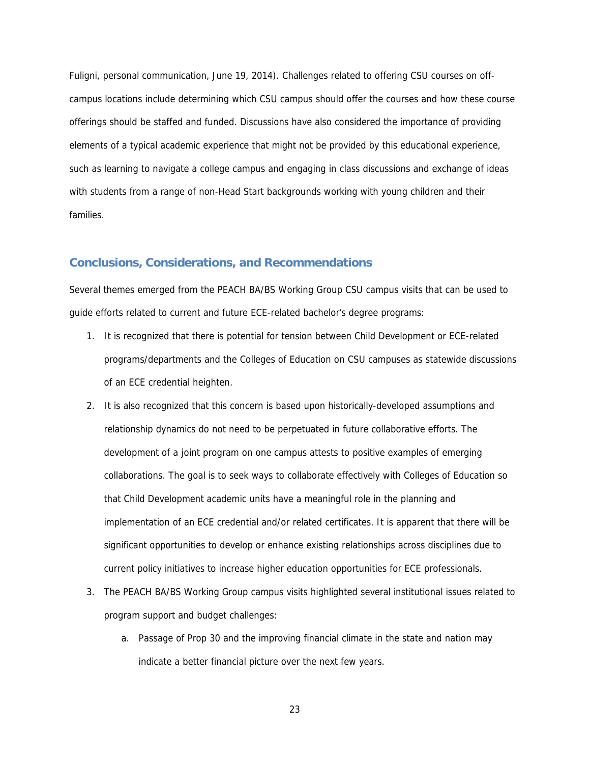Fuligni, personal communication, June 19, 2014). Challenges related to offering CSU courses on off-campus locations include determining which CSU campus should offer the courses and how these course offerings should be staffed and funded. Discussions have also considered the importance of providing elements of a typical academic experience that might not be provided by this educational experience, such as learning to navigate a college campus and engaging in class discussions and exchange of ideas with students from a range of non-Head Start backgrounds working with young children and their families.

## Conclusions, Considerations, and Recommendations

Several themes emerged from the PEACH BA/BS Working Group CSU campus visits that can be used to guide efforts related to current and future ECE-related bachelor's degree programs:

1. It is recognized that there is potential for tension between Child Development or ECE-related programs/departments and the Colleges of Education on CSU campuses as statewide discussions of an ECE credential heighten.
2. It is also recognized that this concern is based upon historically-developed assumptions and relationship dynamics do not need to be perpetuated in future collaborative efforts. The development of a joint program on one campus attests to positive examples of emerging collaborations. The goal is to seek ways to collaborate effectively with Colleges of Education so that Child Development academic units have a meaningful role in the planning and implementation of an ECE credential and/or related certificates. It is apparent that there will be significant opportunities to develop or enhance existing relationships across disciplines due to current policy initiatives to increase higher education opportunities for ECE professionals.
3. The PEACH BA/BS Working Group campus visits highlighted several institutional issues related to program support and budget challenges:
    a. Passage of Prop 30 and the improving financial climate in the state and nation may indicate a better financial picture over the next few years.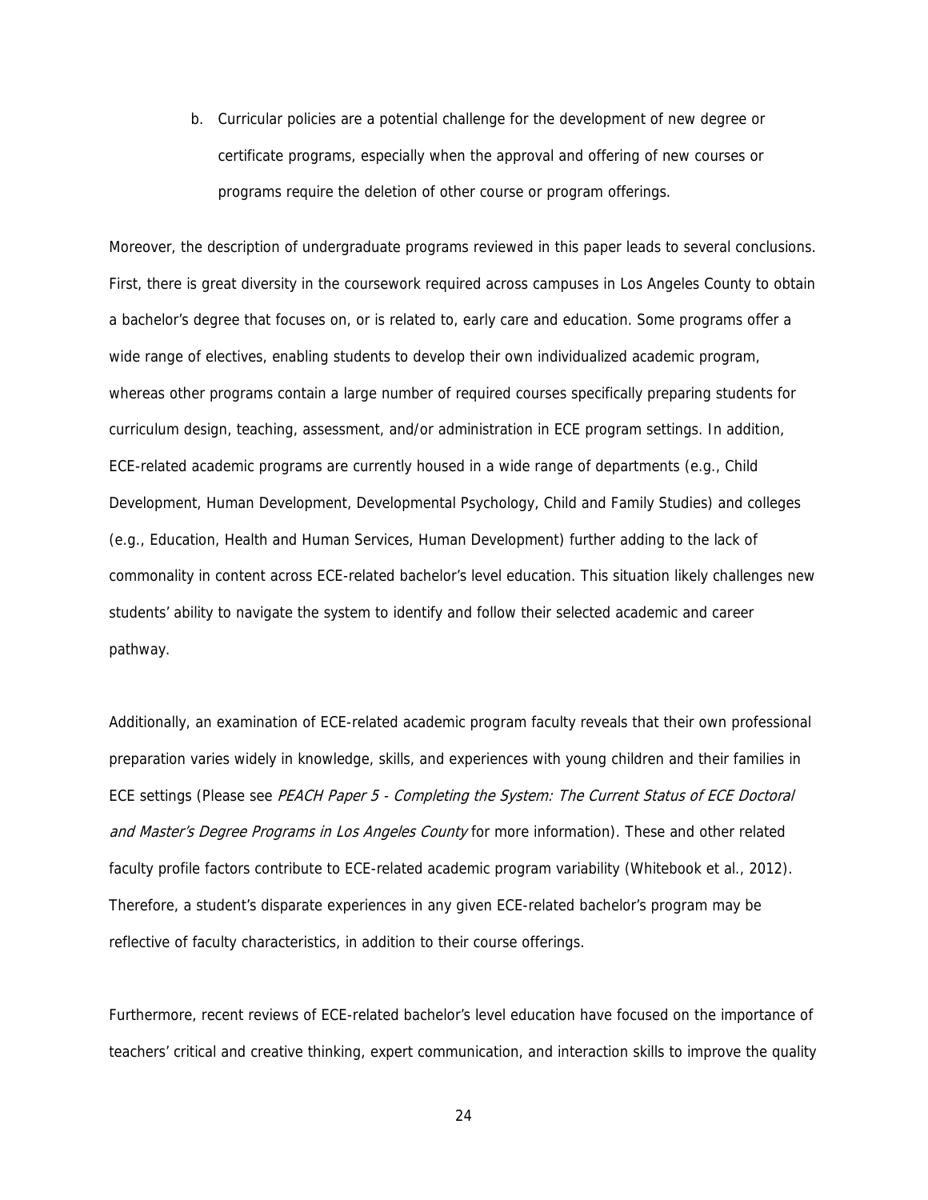b. Curricular policies are a potential challenge for the development of new degree or certificate programs, especially when the approval and offering of new courses or programs require the deletion of other course or program offerings.

Moreover, the description of undergraduate programs reviewed in this paper leads to several conclusions. First, there is great diversity in the coursework required across campuses in Los Angeles County to obtain a bachelor's degree that focuses on, or is related to, early care and education. Some programs offer a wide range of electives, enabling students to develop their own individualized academic program, whereas other programs contain a large number of required courses specifically preparing students for curriculum design, teaching, assessment, and/or administration in ECE program settings. In addition, ECE-related academic programs are currently housed in a wide range of departments (e.g., Child Development, Human Development, Developmental Psychology, Child and Family Studies) and colleges (e.g., Education, Health and Human Services, Human Development) further adding to the lack of commonality in content across ECE-related bachelor's level education. This situation likely challenges new students' ability to navigate the system to identify and follow their selected academic and career pathway.

Additionally, an examination of ECE-related academic program faculty reveals that their own professional preparation varies widely in knowledge, skills, and experiences with young children and their families in ECE settings (Please see *PEACH Paper 5 - Completing the System: The Current Status of ECE Doctoral and Master's Degree Programs in Los Angeles County* for more information). These and other related faculty profile factors contribute to ECE-related academic program variability (Whitebook et al., 2012). Therefore, a student's disparate experiences in any given ECE-related bachelor's program may be reflective of faculty characteristics, in addition to their course offerings.

Furthermore, recent reviews of ECE-related bachelor's level education have focused on the importance of teachers' critical and creative thinking, expert communication, and interaction skills to improve the quality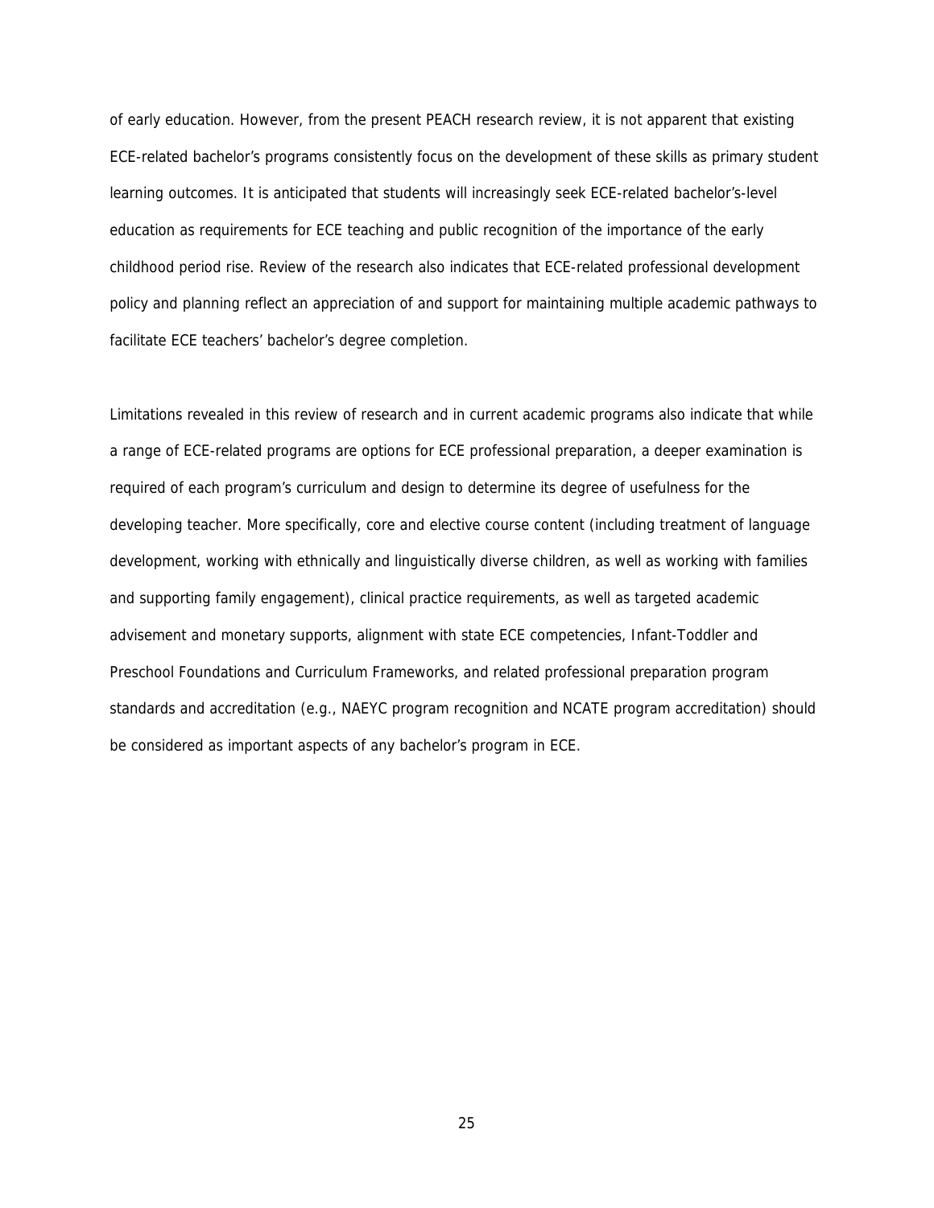of early education. However, from the present PEACH research review, it is not apparent that existing ECE-related bachelor's programs consistently focus on the development of these skills as primary student learning outcomes. It is anticipated that students will increasingly seek ECE-related bachelor's-level education as requirements for ECE teaching and public recognition of the importance of the early childhood period rise. Review of the research also indicates that ECE-related professional development policy and planning reflect an appreciation of and support for maintaining multiple academic pathways to facilitate ECE teachers' bachelor's degree completion.

Limitations revealed in this review of research and in current academic programs also indicate that while a range of ECE-related programs are options for ECE professional preparation, a deeper examination is required of each program's curriculum and design to determine its degree of usefulness for the developing teacher. More specifically, core and elective course content (including treatment of language development, working with ethnically and linguistically diverse children, as well as working with families and supporting family engagement), clinical practice requirements, as well as targeted academic advisement and monetary supports, alignment with state ECE competencies, Infant-Toddler and Preschool Foundations and Curriculum Frameworks, and related professional preparation program standards and accreditation (e.g., NAEYC program recognition and NCATE program accreditation) should be considered as important aspects of any bachelor's program in ECE.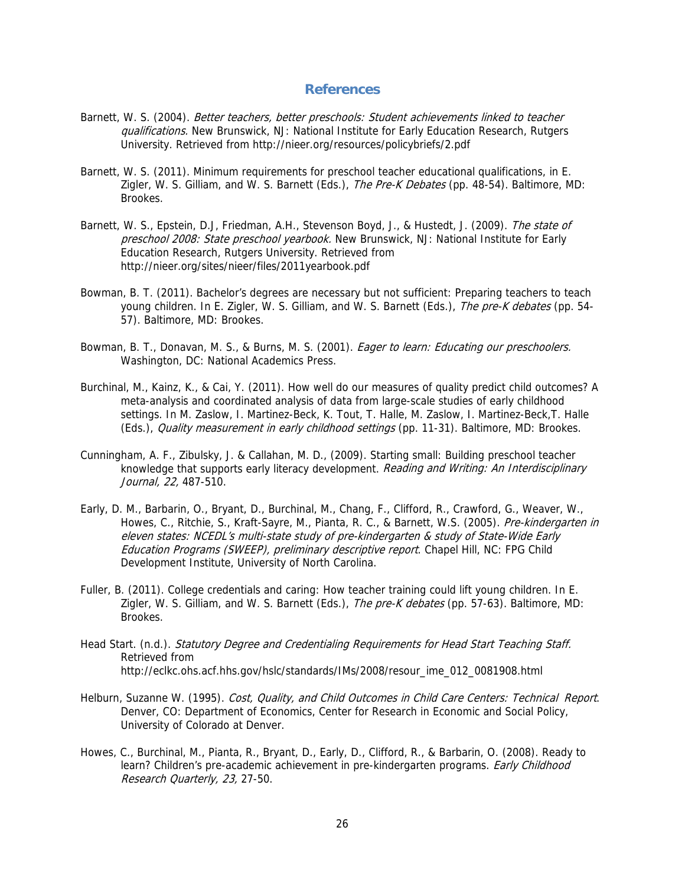## References

Barnett, W. S. (2004). *Better teachers, better preschools: Student achievements linked to teacher qualifications*. New Brunswick, NJ: National Institute for Early Education Research, Rutgers University. Retrieved from http://nieer.org/resources/policybriefs/2.pdf

Barnett, W. S. (2011). Minimum requirements for preschool teacher educational qualifications, in E. Zigler, W. S. Gilliam, and W. S. Barnett (Eds.), *The Pre-K Debates* (pp. 48-54). Baltimore, MD: Brookes.

Barnett, W. S., Epstein, D.J, Friedman, A.H., Stevenson Boyd, J., & Hustedt, J. (2009). *The state of preschool 2008: State preschool yearbook.* New Brunswick, NJ: National Institute for Early Education Research, Rutgers University. Retrieved from http://nieer.org/sites/nieer/files/2011yearbook.pdf

Bowman, B. T. (2011). Bachelor's degrees are necessary but not sufficient: Preparing teachers to teach young children. In E. Zigler, W. S. Gilliam, and W. S. Barnett (Eds.), *The pre-K debates* (pp. 54-57). Baltimore, MD: Brookes.

Bowman, B. T., Donavan, M. S., & Burns, M. S. (2001). *Eager to learn: Educating our preschoolers.* Washington, DC: National Academics Press.

Burchinal, M., Kainz, K., & Cai, Y. (2011). How well do our measures of quality predict child outcomes? A meta-analysis and coordinated analysis of data from large-scale studies of early childhood settings. In M. Zaslow, I. Martinez-Beck, K. Tout, T. Halle, M. Zaslow, I. Martinez-Beck,T. Halle (Eds.), *Quality measurement in early childhood settings* (pp. 11-31). Baltimore, MD: Brookes.

Cunningham, A. F., Zibulsky, J. & Callahan, M. D., (2009). Starting small: Building preschool teacher knowledge that supports early literacy development. *Reading and Writing: An Interdisciplinary Journal, 22,* 487-510.

Early, D. M., Barbarin, O., Bryant, D., Burchinal, M., Chang, F., Clifford, R., Crawford, G., Weaver, W., Howes, C., Ritchie, S., Kraft-Sayre, M., Pianta, R. C., & Barnett, W.S. (2005). *Pre-kindergarten in eleven states: NCEDL's multi-state study of pre-kindergarten & study of State-Wide Early Education Programs (SWEEP), preliminary descriptive report*. Chapel Hill, NC: FPG Child Development Institute, University of North Carolina.

Fuller, B. (2011). College credentials and caring: How teacher training could lift young children. In E. Zigler, W. S. Gilliam, and W. S. Barnett (Eds.), *The pre-K debates* (pp. 57-63). Baltimore, MD: Brookes.

Head Start. (n.d.). *Statutory Degree and Credentialing Requirements for Head Start Teaching Staff.* Retrieved from http://eclkc.ohs.acf.hhs.gov/hslc/standards/IMs/2008/resour_ime_012_0081908.html

Helburn, Suzanne W. (1995). *Cost, Quality, and Child Outcomes in Child Care Centers: Technical Report*. Denver, CO: Department of Economics, Center for Research in Economic and Social Policy, University of Colorado at Denver.

Howes, C., Burchinal, M., Pianta, R., Bryant, D., Early, D., Clifford, R., & Barbarin, O. (2008). Ready to learn? Children's pre-academic achievement in pre-kindergarten programs. *Early Childhood Research Quarterly, 23,* 27-50.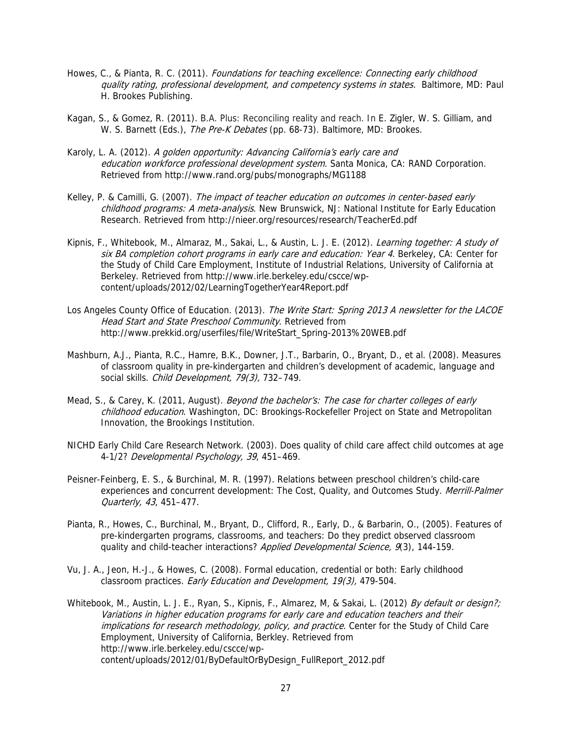Howes, C., & Pianta, R. C. (2011). *Foundations for teaching excellence: Connecting early childhood quality rating, professional development, and competency systems in states.* Baltimore, MD: Paul H. Brookes Publishing.

Kagan, S., & Gomez, R. (2011). B.A. Plus: Reconciling reality and reach. In E. Zigler, W. S. Gilliam, and W. S. Barnett (Eds.), *The Pre-K Debates* (pp. 68-73). Baltimore, MD: Brookes.

Karoly, L. A. (2012). *A golden opportunity: Advancing California's early care and education workforce professional development system.* Santa Monica, CA: RAND Corporation. Retrieved from http://www.rand.org/pubs/monographs/MG1188

Kelley, P. & Camilli, G. (2007). *The impact of teacher education on outcomes in center-based early childhood programs: A meta-analysis*. New Brunswick, NJ: National Institute for Early Education Research. Retrieved from http://nieer.org/resources/research/TeacherEd.pdf

Kipnis, F., Whitebook, M., Almaraz, M., Sakai, L., & Austin, L. J. E. (2012). *Learning together: A study of six BA completion cohort programs in early care and education: Year 4*. Berkeley, CA: Center for the Study of Child Care Employment, Institute of Industrial Relations, University of California at Berkeley. Retrieved from http://www.irle.berkeley.edu/cscce/wp-content/uploads/2012/02/LearningTogetherYear4Report.pdf

Los Angeles County Office of Education. (2013). *The Write Start: Spring 2013 A newsletter for the LACOE Head Start and State Preschool Community*. Retrieved from http://www.prekkid.org/userfiles/file/WriteStart_Spring-2013%20WEB.pdf

Mashburn, A.J., Pianta, R.C., Hamre, B.K., Downer, J.T., Barbarin, O., Bryant, D., et al. (2008). Measures of classroom quality in pre-kindergarten and children's development of academic, language and social skills. *Child Development, 79(3),* 732–749.

Mead, S., & Carey, K. (2011, August). *Beyond the bachelor's: The case for charter colleges of early childhood education*. Washington, DC: Brookings-Rockefeller Project on State and Metropolitan Innovation, the Brookings Institution.

NICHD Early Child Care Research Network. (2003). Does quality of child care affect child outcomes at age 4-1/2? *Developmental Psychology, 39*, 451–469.

Peisner-Feinberg, E. S., & Burchinal, M. R. (1997). Relations between preschool children's child-care experiences and concurrent development: The Cost, Quality, and Outcomes Study. *Merrill-Palmer Quarterly, 43*, 451–477.

Pianta, R., Howes, C., Burchinal, M., Bryant, D., Clifford, R., Early, D., & Barbarin, O., (2005). Features of pre-kindergarten programs, classrooms, and teachers: Do they predict observed classroom quality and child-teacher interactions? *Applied Developmental Science, 9*(3), 144-159.

Vu, J. A., Jeon, H.-J., & Howes, C. (2008). Formal education, credential or both: Early childhood classroom practices. *Early Education and Development, 19(3),* 479-504.

Whitebook, M., Austin, L. J. E., Ryan, S., Kipnis, F., Almarez, M, & Sakai, L. (2012) *By default or design?; Variations in higher education programs for early care and education teachers and their implications for research methodology, policy, and practice*. Center for the Study of Child Care Employment, University of California, Berkley. Retrieved from http://www.irle.berkeley.edu/cscce/wp-content/uploads/2012/01/ByDefaultOrByDesign_FullReport_2012.pdf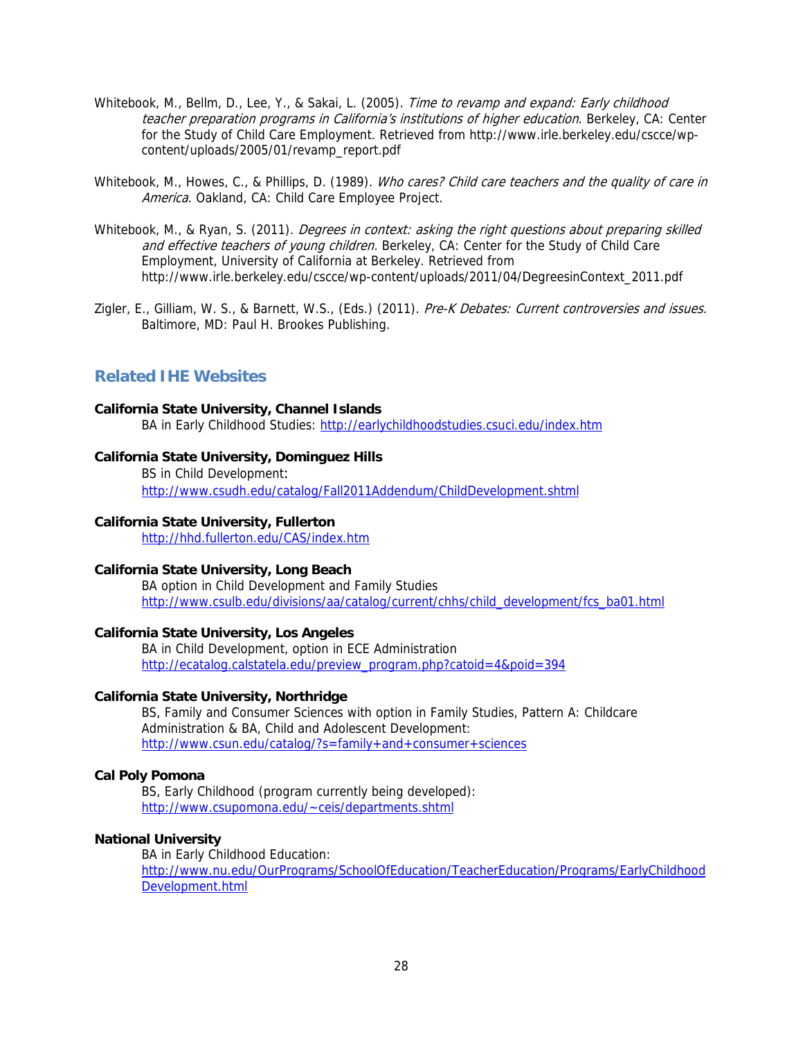Whitebook, M., Bellm, D., Lee, Y., & Sakai, L. (2005). *Time to revamp and expand: Early childhood teacher preparation programs in California's institutions of higher education*. Berkeley, CA: Center for the Study of Child Care Employment. Retrieved from http://www.irle.berkeley.edu/cscce/wp-content/uploads/2005/01/revamp_report.pdf

Whitebook, M., Howes, C., & Phillips, D. (1989). *Who cares? Child care teachers and the quality of care in America*. Oakland, CA: Child Care Employee Project.

Whitebook, M., & Ryan, S. (2011). *Degrees in context: asking the right questions about preparing skilled and effective teachers of young children.* Berkeley, CA: Center for the Study of Child Care Employment, University of California at Berkeley. Retrieved from http://www.irle.berkeley.edu/cscce/wp-content/uploads/2011/04/DegreesinContext_2011.pdf

Zigler, E., Gilliam, W. S., & Barnett, W.S., (Eds.) (2011). *Pre-K Debates: Current controversies and issues.* Baltimore, MD: Paul H. Brookes Publishing.

## Related IHE Websites

**California State University, Channel Islands**
BA in Early Childhood Studies: http://earlychildhoodstudies.csuci.edu/index.htm

**California State University, Dominguez Hills**
BS in Child Development:
http://www.csudh.edu/catalog/Fall2011Addendum/ChildDevelopment.shtml

**California State University, Fullerton**
http://hhd.fullerton.edu/CAS/index.htm

**California State University, Long Beach**
BA option in Child Development and Family Studies
http://www.csulb.edu/divisions/aa/catalog/current/chhs/child_development/fcs_ba01.html

**California State University, Los Angeles**
BA in Child Development, option in ECE Administration
http://ecatalog.calstatela.edu/preview_program.php?catoid=4&poid=394

**California State University, Northridge**
BS, Family and Consumer Sciences with option in Family Studies, Pattern A: Childcare Administration & BA, Child and Adolescent Development:
http://www.csun.edu/catalog/?s=family+and+consumer+sciences

**Cal Poly Pomona**
BS, Early Childhood (program currently being developed):
http://www.csupomona.edu/~ceis/departments.shtml

**National University**
BA in Early Childhood Education:
http://www.nu.edu/OurPrograms/SchoolOfEducation/TeacherEducation/Programs/EarlyChildhoodDevelopment.html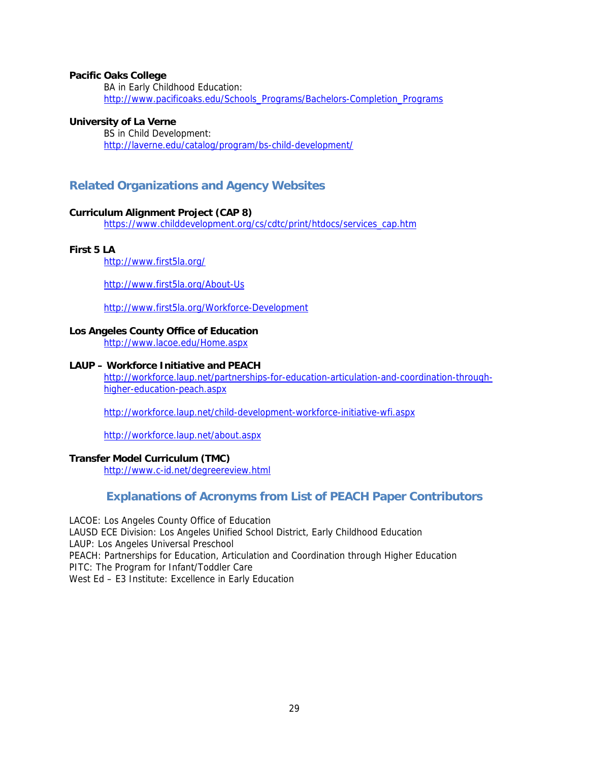**Pacific Oaks College**

BA in Early Childhood Education:
http://www.pacificoaks.edu/Schools_Programs/Bachelors-Completion_Programs

**University of La Verne**

BS in Child Development:
http://laverne.edu/catalog/program/bs-child-development/

## Related Organizations and Agency Websites

**Curriculum Alignment Project (CAP 8)**

https://www.childdevelopment.org/cs/cdtc/print/htdocs/services_cap.htm

**First 5 LA**

http://www.first5la.org/

http://www.first5la.org/About-Us

http://www.first5la.org/Workforce-Development

**Los Angeles County Office of Education**

http://www.lacoe.edu/Home.aspx

**LAUP – Workforce Initiative and PEACH**

http://workforce.laup.net/partnerships-for-education-articulation-and-coordination-through-higher-education-peach.aspx

http://workforce.laup.net/child-development-workforce-initiative-wfi.aspx

http://workforce.laup.net/about.aspx

**Transfer Model Curriculum (TMC)**

http://www.c-id.net/degreereview.html

## Explanations of Acronyms from List of PEACH Paper Contributors

LACOE: Los Angeles County Office of Education
LAUSD ECE Division: Los Angeles Unified School District, Early Childhood Education
LAUP: Los Angeles Universal Preschool
PEACH: Partnerships for Education, Articulation and Coordination through Higher Education
PITC: The Program for Infant/Toddler Care
West Ed – E3 Institute: Excellence in Early Education